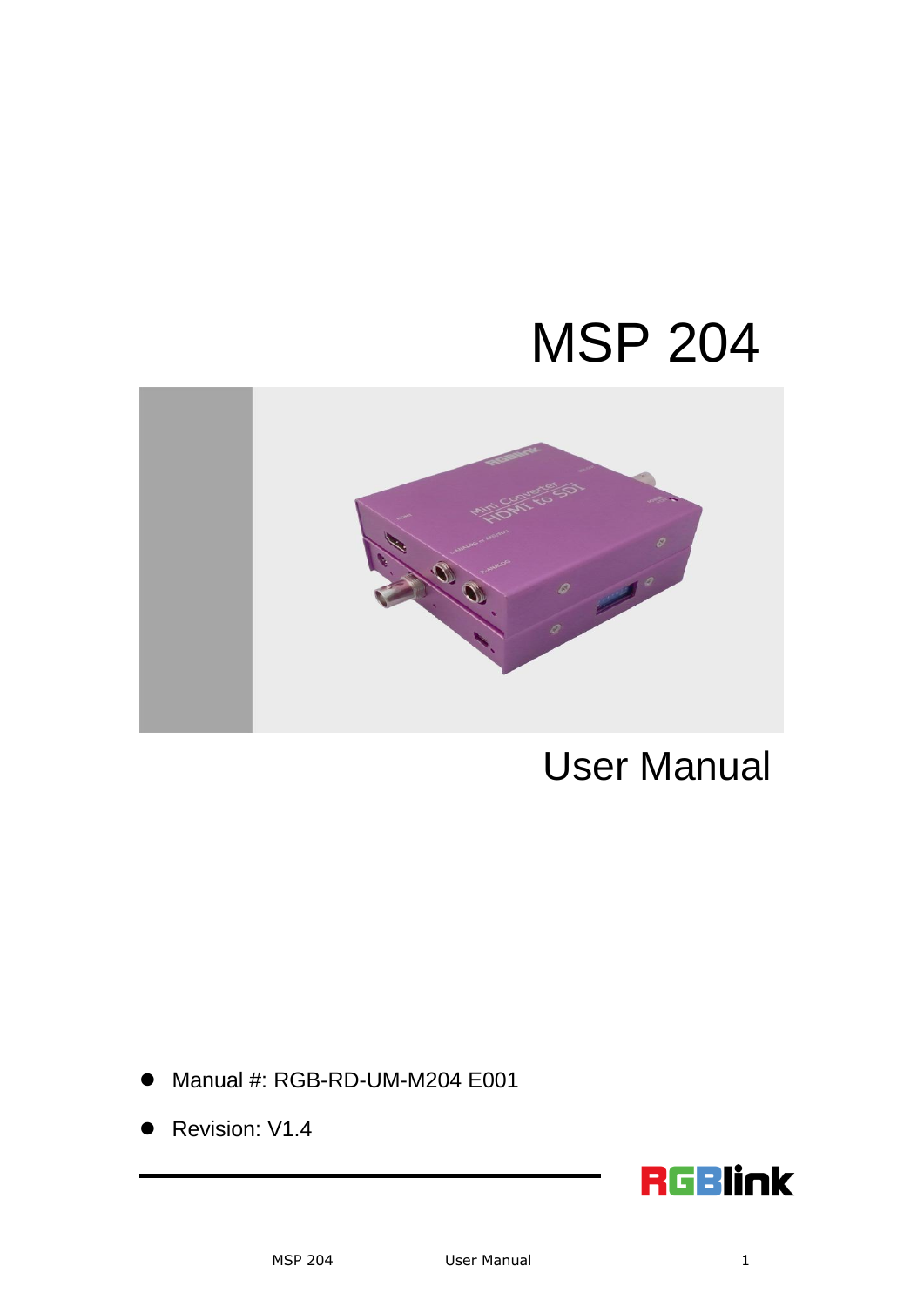# MSP 204

## User Manual

- Manual #: RGB-RD-UM-M204 E001
- Revision: V1.4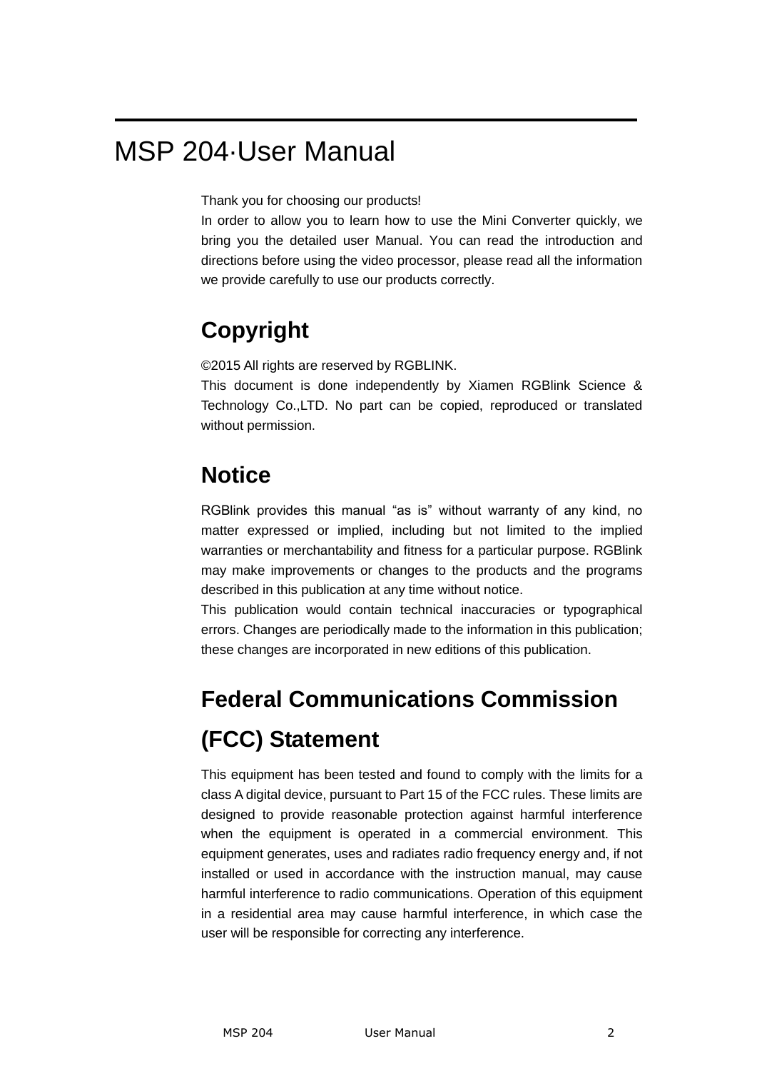# MSP 204·User Manual

Thank you for choosing our products!

In order to allow you to learn how to use the Mini Converter quickly, we bring you the detailed user Manual. You can read the introduction and directions before using the video processor, please read all the information we provide carefully to use our products correctly.

## Copyright

©2015 All rights are reserved by RGBLINK.

This document is done independently by Xiamen RGBlink Science & Technology Co.,LTD. No part can be copied, reproduced or translated without permission.

## Notice

RGBlink provides this manual "as is" without warranty of any kind, no matter expressed or implied, including but not limited to the implied warranties or merchantability and fitness for a particular purpose. RGBlink may make improvements or changes to the products and the programs described in this publication at any time without notice.

This publication would contain technical inaccuracies or typographical errors. Changes are periodically made to the information in this publication; these changes are incorporated in new editions of this publication.

## Federal Communications Commission (FCC) Statement

This equipment has been tested and found to comply with the limits for a class A digital device, pursuant to Part 15 of the FCC rules. These limits are designed to provide reasonable protection against harmful interference when the equipment is operated in a commercial environment. This equipment generates, uses and radiates radio frequency energy and, if not installed or used in accordance with the instruction manual, may cause harmful interference to radio communications. Operation of this equipment in a residential area may cause harmful interference, in which case the user will be responsible for correcting any interference.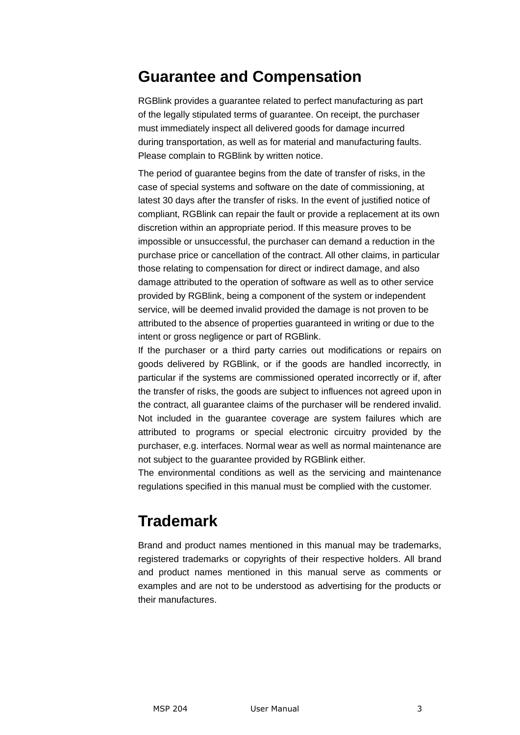## Guarantee and Compensation

RGBlink provides a guarantee related to perfect manufacturing as part of the legally stipulated terms of guarantee. On receipt, the purchaser must immediately inspect all delivered goods for damage incurred during transportation, as well as for material and manufacturing faults. Please complain to RGBlink by written notice.

The period of guarantee begins from the date of transfer of risks, in the case of special systems and software on the date of commissioning, at latest 30 days after the transfer of risks. In the event of justified notice of compliant, RGBlink can repair the fault or provide a replacement at its own discretion within an appropriate period. If this measure proves to be impossible or unsuccessful, the purchaser can demand a reduction in the purchase price or cancellation of the contract. All other claims, in particular those relating to compensation for direct or indirect damage, and also damage attributed to the operation of software as well as to other service provided by RGBlink, being a component of the system or independent service, will be deemed invalid provided the damage is not proven to be attributed to the absence of properties guaranteed in writing or due to the intent or gross negligence or part of RGBlink.

If the purchaser or a third party carries out modifications or repairs on goods delivered by RGBlink, or if the goods are handled incorrectly, in particular if the systems are commissioned operated incorrectly or if, after the transfer of risks, the goods are subject to influences not agreed upon in the contract, all guarantee claims of the purchaser will be rendered invalid. Not included in the guarantee coverage are system failures which are attributed to programs or special electronic circuitry provided by the purchaser, e.g. interfaces. Normal wear as well as normal maintenance are not subject to the guarantee provided by RGBlink either.

The environmental conditions as well as the servicing and maintenance regulations specified in this manual must be complied with the customer.

## Trademark

Brand and product names mentioned in this manual may be trademarks, registered trademarks or copyrights of their respective holders. All brand and product names mentioned in this manual serve as comments or examples and are not to be understood as advertising for the products or their manufactures.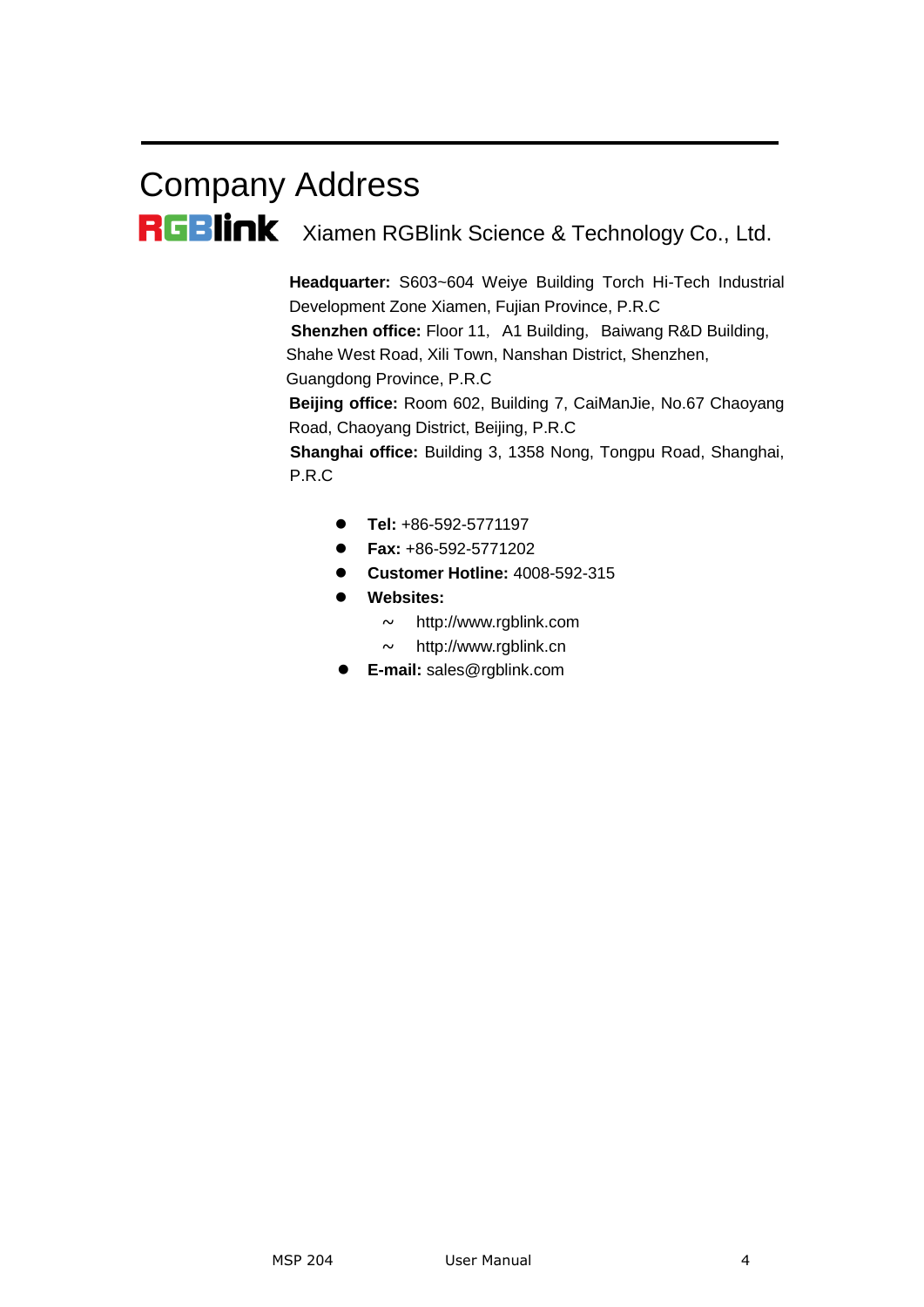# Company Address

RGBlink Xiamen RGBlink Science & Technology Co., Ltd.

**Headquarter:** S603~604 Weiye Building Torch Hi-Tech Industrial Development Zone Xiamen, Fujian Province, P.R.C

**Shenzhen office:** Floor 11, A1 Building, Baiwang R&D Building, Shahe West Road, Xili Town, Nanshan District, Shenzhen, Guangdong Province, P.R.C

**Beijing office:** Room 602, Building 7, CaiManJie, No.67 Chaoyang Road, Chaoyang District, Beijing, P.R.C

**Shanghai office:** Building 3, 1358 Nong, Tongpu Road, Shanghai, P.R.C

- **Tel:** +86-592-5771197
- **Fax:** +86-592-5771202
- **Customer Hotline:** 4008-592-315
- **Websites:**
  - ~ http://www.rgblink.com
  - ~ http://www.rgblink.cn
- **E-mail:** sales@rgblink.com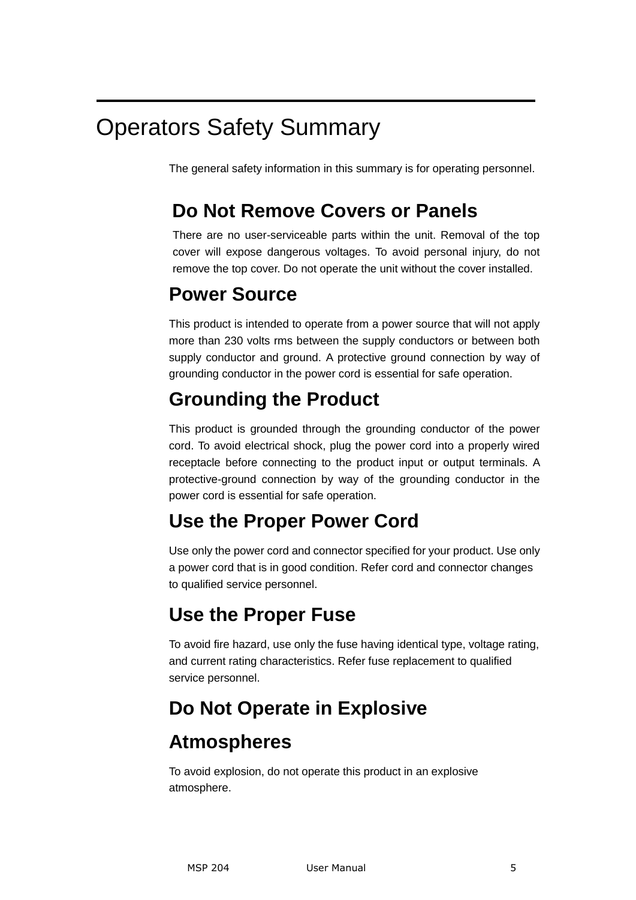# Operators Safety Summary

The general safety information in this summary is for operating personnel.

## Do Not Remove Covers or Panels

There are no user-serviceable parts within the unit. Removal of the top cover will expose dangerous voltages. To avoid personal injury, do not remove the top cover. Do not operate the unit without the cover installed.

## Power Source

This product is intended to operate from a power source that will not apply more than 230 volts rms between the supply conductors or between both supply conductor and ground. A protective ground connection by way of grounding conductor in the power cord is essential for safe operation.

## Grounding the Product

This product is grounded through the grounding conductor of the power cord. To avoid electrical shock, plug the power cord into a properly wired receptacle before connecting to the product input or output terminals. A protective-ground connection by way of the grounding conductor in the power cord is essential for safe operation.

## Use the Proper Power Cord

Use only the power cord and connector specified for your product. Use only a power cord that is in good condition. Refer cord and connector changes to qualified service personnel.

## Use the Proper Fuse

To avoid fire hazard, use only the fuse having identical type, voltage rating, and current rating characteristics. Refer fuse replacement to qualified service personnel.

## Do Not Operate in Explosive Atmospheres

To avoid explosion, do not operate this product in an explosive atmosphere.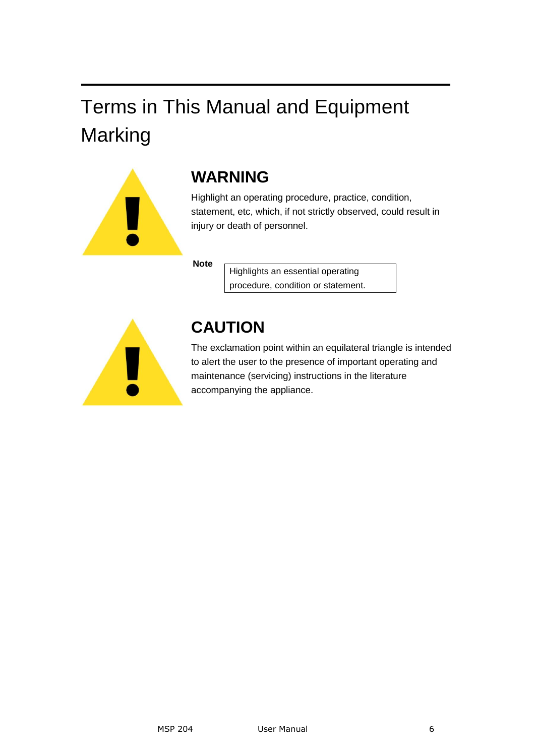# Terms in This Manual and Equipment Marking

## WARNING

Highlight an operating procedure, practice, condition, statement, etc, which, if not strictly observed, could result in injury or death of personnel.

**Note**

> Highlights an essential operating procedure, condition or statement.

## CAUTION

The exclamation point within an equilateral triangle is intended to alert the user to the presence of important operating and maintenance (servicing) instructions in the literature accompanying the appliance.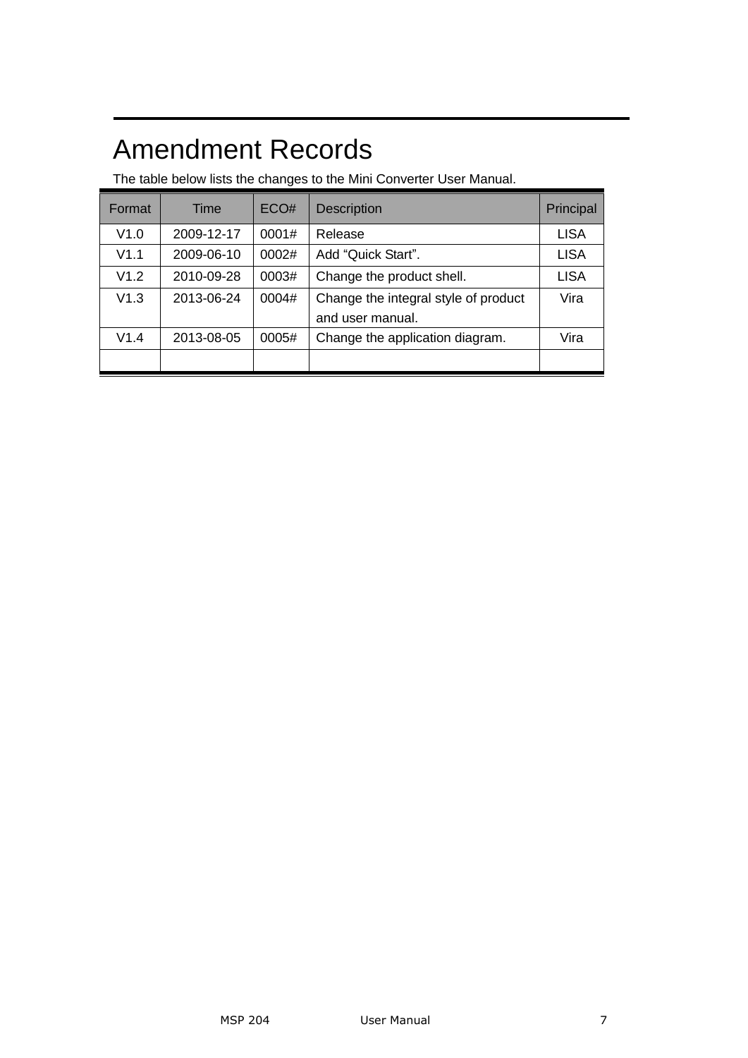# Amendment Records

The table below lists the changes to the Mini Converter User Manual.

| Format | Time | ECO# | Description | Principal |
|---|---|---|---|---|
| V1.0 | 2009-12-17 | 0001# | Release | LISA |
| V1.1 | 2009-06-10 | 0002# | Add "Quick Start". | LISA |
| V1.2 | 2010-09-28 | 0003# | Change the product shell. | LISA |
| V1.3 | 2013-06-24 | 0004# | Change the integral style of product and user manual. | Vira |
| V1.4 | 2013-08-05 | 0005# | Change the application diagram. | Vira |
| | | | | |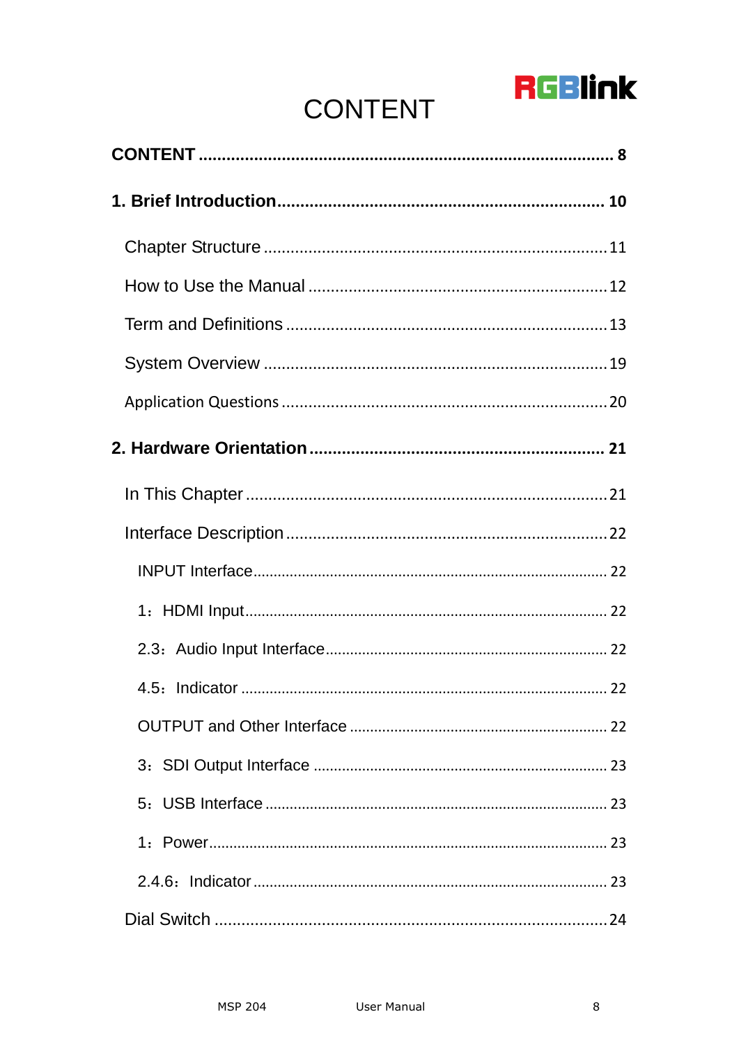# CONTENT

**CONTENT** ........................................................................................ **8**

**1. Brief Introduction** ........................................................................ **10**

Chapter Structure ........................................................................ 11

How to Use the Manual ................................................................ 12

Term and Definitions .................................................................... 13

System Overview .......................................................................... 19

Application Questions ................................................................... 20

**2. Hardware Orientation** ................................................................. **21**

In This Chapter ............................................................................. 21

Interface Description ..................................................................... 22

INPUT Interface .......................................................................... 22

1：HDMI Input ............................................................................ 22

2.3：Audio Input Interface .............................................................. 22

4.5：Indicator ................................................................................. 22

OUTPUT and Other Interface ........................................................ 22

3：SDI Output Interface ................................................................ 23

5：USB Interface .......................................................................... 23

1：Power ...................................................................................... 23

2.4.6：Indicator ................................................................................ 23

Dial Switch ..................................................................................... 24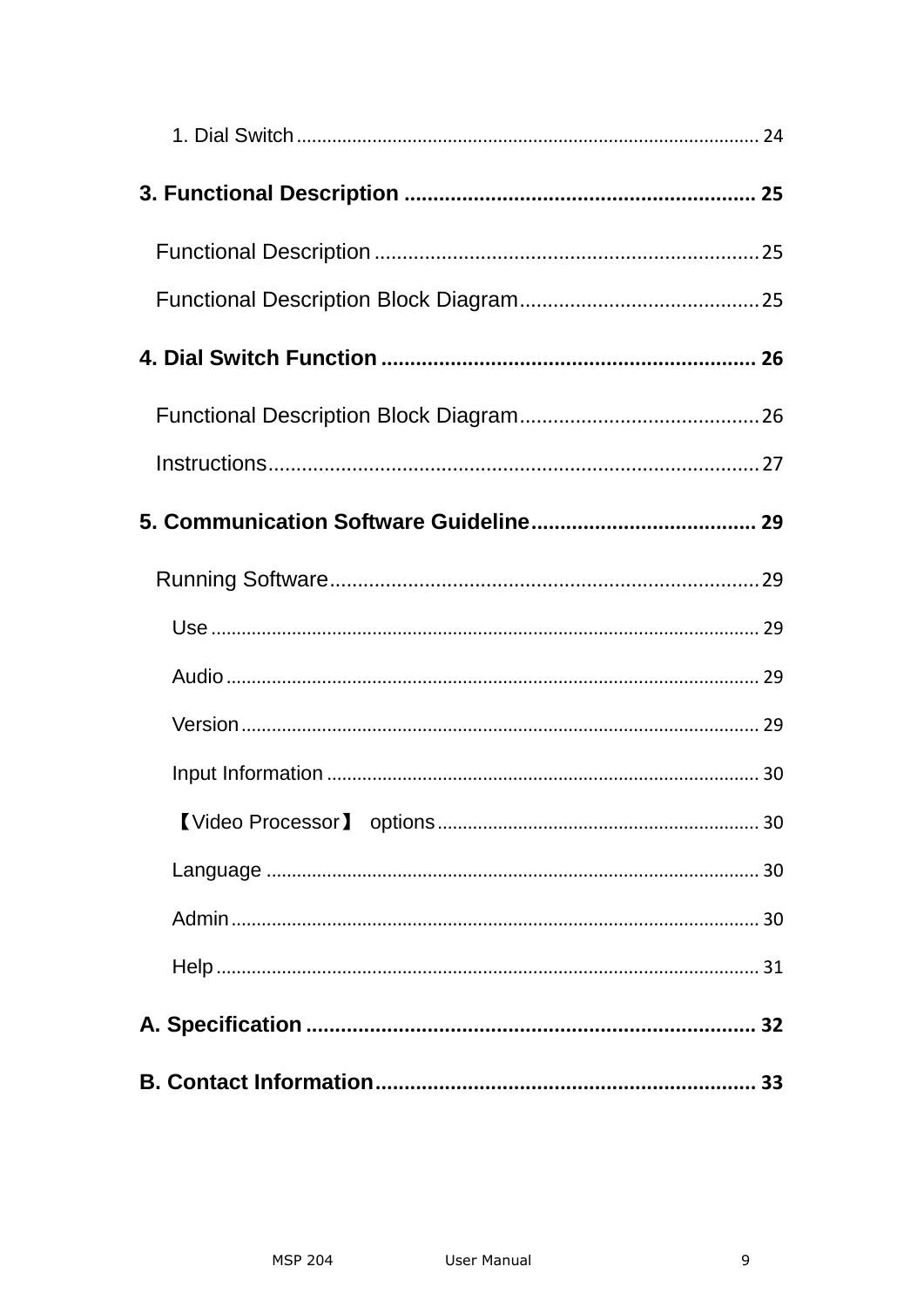1. Dial Switch .......................................................................................... 24

**3. Functional Description ............................................................ 25**

Functional Description ..................................................................... 25

Functional Description Block Diagram ........................................... 25

**4. Dial Switch Function ................................................................ 26**

Functional Description Block Diagram ........................................... 26

Instructions ........................................................................................ 27

**5. Communication Software Guideline ....................................... 29**

Running Software ............................................................................. 29

Use ........................................................................................................... 29

Audio ........................................................................................................ 29

Version ..................................................................................................... 29

Input Information ..................................................................................... 30

【Video Processor】 options ............................................................... 30

Language ................................................................................................. 30

Admin ....................................................................................................... 30

Help .......................................................................................................... 31

**A. Specification ............................................................................. 32**

**B. Contact Information .................................................................. 33**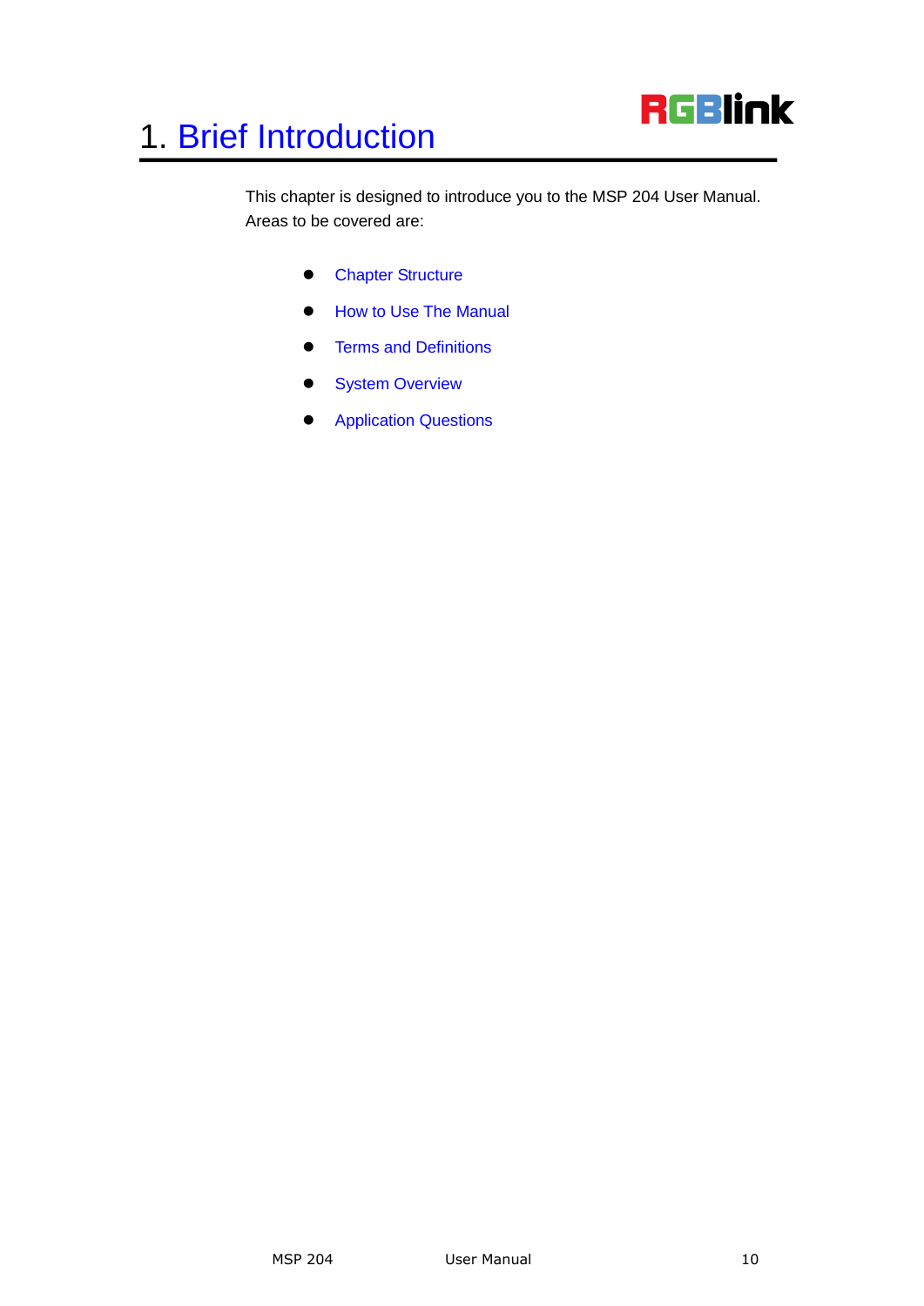# 1. Brief Introduction

This chapter is designed to introduce you to the MSP 204 User Manual. Areas to be covered are:

- Chapter Structure
- How to Use The Manual
- Terms and Definitions
- System Overview
- Application Questions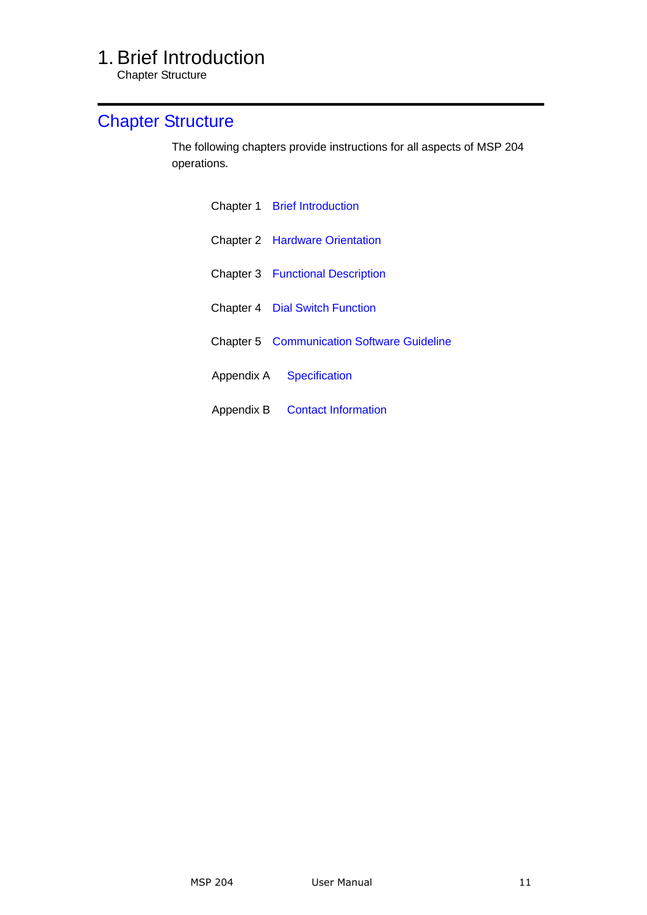## Chapter Structure

The following chapters provide instructions for all aspects of MSP 204 operations.

| | |
|---|---|
| Chapter 1 | Brief Introduction |
| Chapter 2 | Hardware Orientation |
| Chapter 3 | Functional Description |
| Chapter 4 | Dial Switch Function |
| Chapter 5 | Communication Software Guideline |
| Appendix A | Specification |
| Appendix B | Contact Information |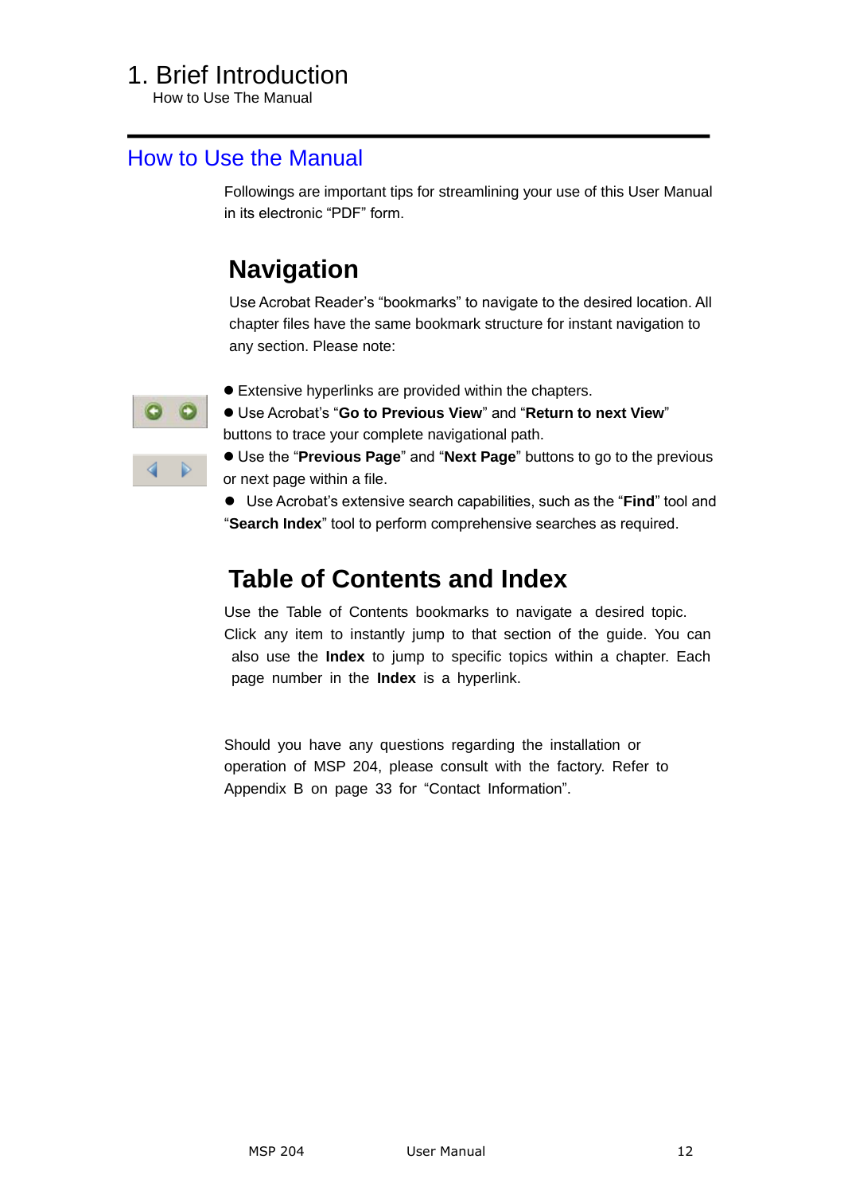# 1. Brief Introduction

How to Use The Manual

## How to Use the Manual

Followings are important tips for streamlining your use of this User Manual in its electronic "PDF" form.

### Navigation

Use Acrobat Reader's "bookmarks" to navigate to the desired location. All chapter files have the same bookmark structure for instant navigation to any section. Please note:

- Extensive hyperlinks are provided within the chapters.
- Use Acrobat's "**Go to Previous View**" and "**Return to next View**" buttons to trace your complete navigational path.
- Use the "**Previous Page**" and "**Next Page**" buttons to go to the previous or next page within a file.
- Use Acrobat's extensive search capabilities, such as the "**Find**" tool and "**Search Index**" tool to perform comprehensive searches as required.

### Table of Contents and Index

Use the Table of Contents bookmarks to navigate a desired topic. Click any item to instantly jump to that section of the guide. You can also use the **Index** to jump to specific topics within a chapter. Each page number in the **Index** is a hyperlink.

Should you have any questions regarding the installation or operation of MSP 204, please consult with the factory. Refer to Appendix B on page 33 for "Contact Information".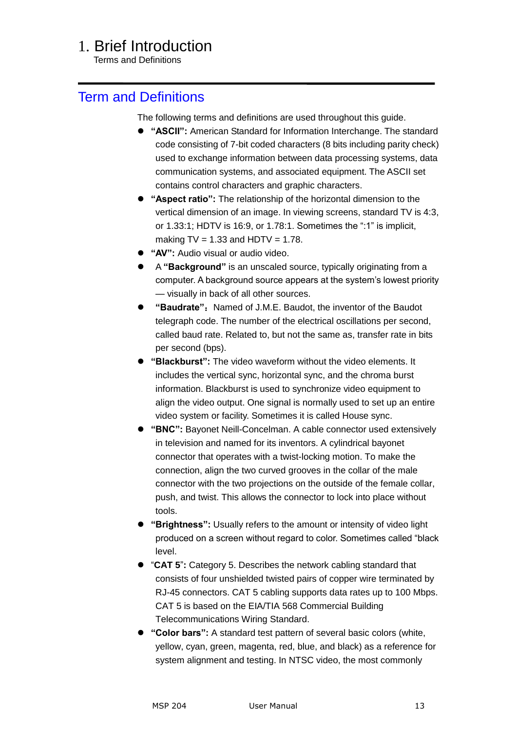# 1. Brief Introduction

Terms and Definitions

## Term and Definitions

The following terms and definitions are used throughout this guide.

- **"ASCII":** American Standard for Information Interchange. The standard code consisting of 7-bit coded characters (8 bits including parity check) used to exchange information between data processing systems, data communication systems, and associated equipment. The ASCII set contains control characters and graphic characters.
- **"Aspect ratio":** The relationship of the horizontal dimension to the vertical dimension of an image. In viewing screens, standard TV is 4:3, or 1.33:1; HDTV is 16:9, or 1.78:1. Sometimes the ":1" is implicit, making TV = 1.33 and HDTV = 1.78.
- **"AV":** Audio visual or audio video.
- A **"Background"** is an unscaled source, typically originating from a computer. A background source appears at the system's lowest priority — visually in back of all other sources.
- **"Baudrate"**：Named of J.M.E. Baudot, the inventor of the Baudot telegraph code. The number of the electrical oscillations per second, called baud rate. Related to, but not the same as, transfer rate in bits per second (bps).
- **"Blackburst":** The video waveform without the video elements. It includes the vertical sync, horizontal sync, and the chroma burst information. Blackburst is used to synchronize video equipment to align the video output. One signal is normally used to set up an entire video system or facility. Sometimes it is called House sync.
- **"BNC":** Bayonet Neill-Concelman. A cable connector used extensively in television and named for its inventors. A cylindrical bayonet connector that operates with a twist-locking motion. To make the connection, align the two curved grooves in the collar of the male connector with the two projections on the outside of the female collar, push, and twist. This allows the connector to lock into place without tools.
- **"Brightness":** Usually refers to the amount or intensity of video light produced on a screen without regard to color. Sometimes called "black level.
- "**CAT 5**": Category 5. Describes the network cabling standard that consists of four unshielded twisted pairs of copper wire terminated by RJ-45 connectors. CAT 5 cabling supports data rates up to 100 Mbps. CAT 5 is based on the EIA/TIA 568 Commercial Building Telecommunications Wiring Standard.
- **"Color bars":** A standard test pattern of several basic colors (white, yellow, cyan, green, magenta, red, blue, and black) as a reference for system alignment and testing. In NTSC video, the most commonly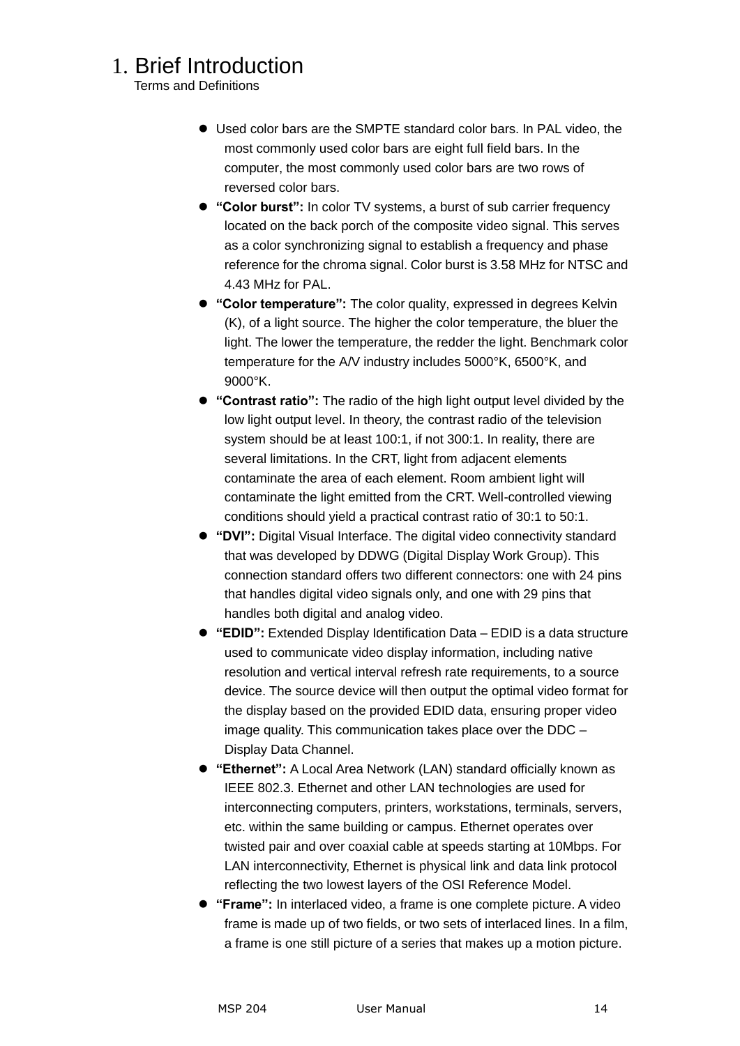# 1. Brief Introduction

Terms and Definitions

- Used color bars are the SMPTE standard color bars. In PAL video, the most commonly used color bars are eight full field bars. In the computer, the most commonly used color bars are two rows of reversed color bars.
- **"Color burst":** In color TV systems, a burst of sub carrier frequency located on the back porch of the composite video signal. This serves as a color synchronizing signal to establish a frequency and phase reference for the chroma signal. Color burst is 3.58 MHz for NTSC and 4.43 MHz for PAL.
- **"Color temperature":** The color quality, expressed in degrees Kelvin (K), of a light source. The higher the color temperature, the bluer the light. The lower the temperature, the redder the light. Benchmark color temperature for the A/V industry includes 5000°K, 6500°K, and 9000°K.
- **"Contrast ratio":** The radio of the high light output level divided by the low light output level. In theory, the contrast radio of the television system should be at least 100:1, if not 300:1. In reality, there are several limitations. In the CRT, light from adjacent elements contaminate the area of each element. Room ambient light will contaminate the light emitted from the CRT. Well-controlled viewing conditions should yield a practical contrast ratio of 30:1 to 50:1.
- **"DVI":** Digital Visual Interface. The digital video connectivity standard that was developed by DDWG (Digital Display Work Group). This connection standard offers two different connectors: one with 24 pins that handles digital video signals only, and one with 29 pins that handles both digital and analog video.
- **"EDID":** Extended Display Identification Data – EDID is a data structure used to communicate video display information, including native resolution and vertical interval refresh rate requirements, to a source device. The source device will then output the optimal video format for the display based on the provided EDID data, ensuring proper video image quality. This communication takes place over the DDC – Display Data Channel.
- **"Ethernet":** A Local Area Network (LAN) standard officially known as IEEE 802.3. Ethernet and other LAN technologies are used for interconnecting computers, printers, workstations, terminals, servers, etc. within the same building or campus. Ethernet operates over twisted pair and over coaxial cable at speeds starting at 10Mbps. For LAN interconnectivity, Ethernet is physical link and data link protocol reflecting the two lowest layers of the OSI Reference Model.
- **"Frame":** In interlaced video, a frame is one complete picture. A video frame is made up of two fields, or two sets of interlaced lines. In a film, a frame is one still picture of a series that makes up a motion picture.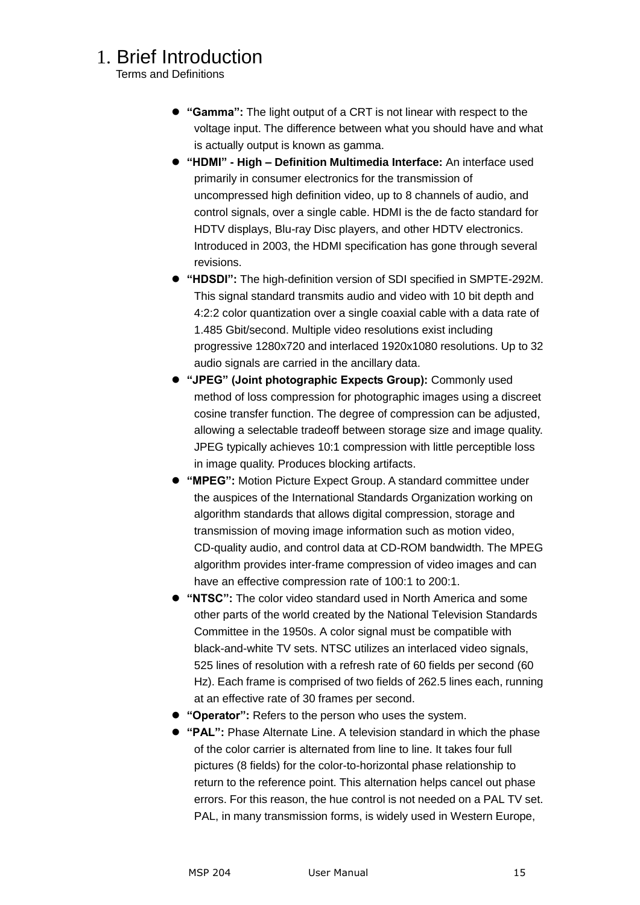# 1. Brief Introduction

Terms and Definitions

- **"Gamma":** The light output of a CRT is not linear with respect to the voltage input. The difference between what you should have and what is actually output is known as gamma.
- **"HDMI" - High – Definition Multimedia Interface:** An interface used primarily in consumer electronics for the transmission of uncompressed high definition video, up to 8 channels of audio, and control signals, over a single cable. HDMI is the de facto standard for HDTV displays, Blu-ray Disc players, and other HDTV electronics. Introduced in 2003, the HDMI specification has gone through several revisions.
- **"HDSDI":** The high-definition version of SDI specified in SMPTE-292M. This signal standard transmits audio and video with 10 bit depth and 4:2:2 color quantization over a single coaxial cable with a data rate of 1.485 Gbit/second. Multiple video resolutions exist including progressive 1280x720 and interlaced 1920x1080 resolutions. Up to 32 audio signals are carried in the ancillary data.
- **"JPEG" (Joint photographic Expects Group):** Commonly used method of loss compression for photographic images using a discreet cosine transfer function. The degree of compression can be adjusted, allowing a selectable tradeoff between storage size and image quality. JPEG typically achieves 10:1 compression with little perceptible loss in image quality. Produces blocking artifacts.
- **"MPEG":** Motion Picture Expect Group. A standard committee under the auspices of the International Standards Organization working on algorithm standards that allows digital compression, storage and transmission of moving image information such as motion video, CD-quality audio, and control data at CD-ROM bandwidth. The MPEG algorithm provides inter-frame compression of video images and can have an effective compression rate of 100:1 to 200:1.
- **"NTSC":** The color video standard used in North America and some other parts of the world created by the National Television Standards Committee in the 1950s. A color signal must be compatible with black-and-white TV sets. NTSC utilizes an interlaced video signals, 525 lines of resolution with a refresh rate of 60 fields per second (60 Hz). Each frame is comprised of two fields of 262.5 lines each, running at an effective rate of 30 frames per second.
- **"Operator":** Refers to the person who uses the system.
- **"PAL":** Phase Alternate Line. A television standard in which the phase of the color carrier is alternated from line to line. It takes four full pictures (8 fields) for the color-to-horizontal phase relationship to return to the reference point. This alternation helps cancel out phase errors. For this reason, the hue control is not needed on a PAL TV set. PAL, in many transmission forms, is widely used in Western Europe,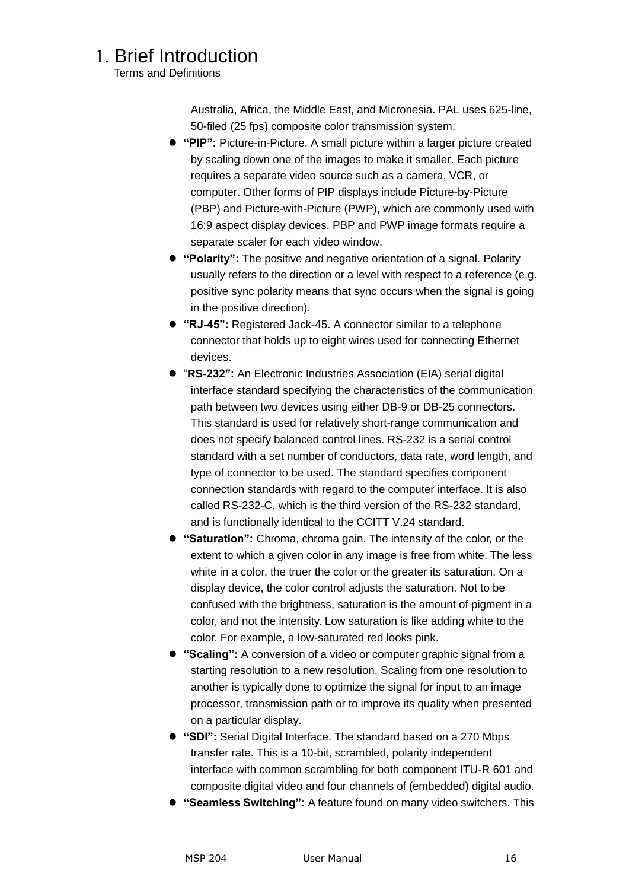# 1. Brief Introduction

Terms and Definitions

Australia, Africa, the Middle East, and Micronesia. PAL uses 625-line, 50-filed (25 fps) composite color transmission system.

- **"PIP":** Picture-in-Picture. A small picture within a larger picture created by scaling down one of the images to make it smaller. Each picture requires a separate video source such as a camera, VCR, or computer. Other forms of PIP displays include Picture-by-Picture (PBP) and Picture-with-Picture (PWP), which are commonly used with 16:9 aspect display devices. PBP and PWP image formats require a separate scaler for each video window.
- **"Polarity":** The positive and negative orientation of a signal. Polarity usually refers to the direction or a level with respect to a reference (e.g. positive sync polarity means that sync occurs when the signal is going in the positive direction).
- **"RJ-45":** Registered Jack-45. A connector similar to a telephone connector that holds up to eight wires used for connecting Ethernet devices.
- "**RS-232":** An Electronic Industries Association (EIA) serial digital interface standard specifying the characteristics of the communication path between two devices using either DB-9 or DB-25 connectors. This standard is used for relatively short-range communication and does not specify balanced control lines. RS-232 is a serial control standard with a set number of conductors, data rate, word length, and type of connector to be used. The standard specifies component connection standards with regard to the computer interface. It is also called RS-232-C, which is the third version of the RS-232 standard, and is functionally identical to the CCITT V.24 standard.
- **"Saturation":** Chroma, chroma gain. The intensity of the color, or the extent to which a given color in any image is free from white. The less white in a color, the truer the color or the greater its saturation. On a display device, the color control adjusts the saturation. Not to be confused with the brightness, saturation is the amount of pigment in a color, and not the intensity. Low saturation is like adding white to the color. For example, a low-saturated red looks pink.
- **"Scaling":** A conversion of a video or computer graphic signal from a starting resolution to a new resolution. Scaling from one resolution to another is typically done to optimize the signal for input to an image processor, transmission path or to improve its quality when presented on a particular display.
- **"SDI":** Serial Digital Interface. The standard based on a 270 Mbps transfer rate. This is a 10-bit, scrambled, polarity independent interface with common scrambling for both component ITU-R 601 and composite digital video and four channels of (embedded) digital audio.
- **"Seamless Switching":** A feature found on many video switchers. This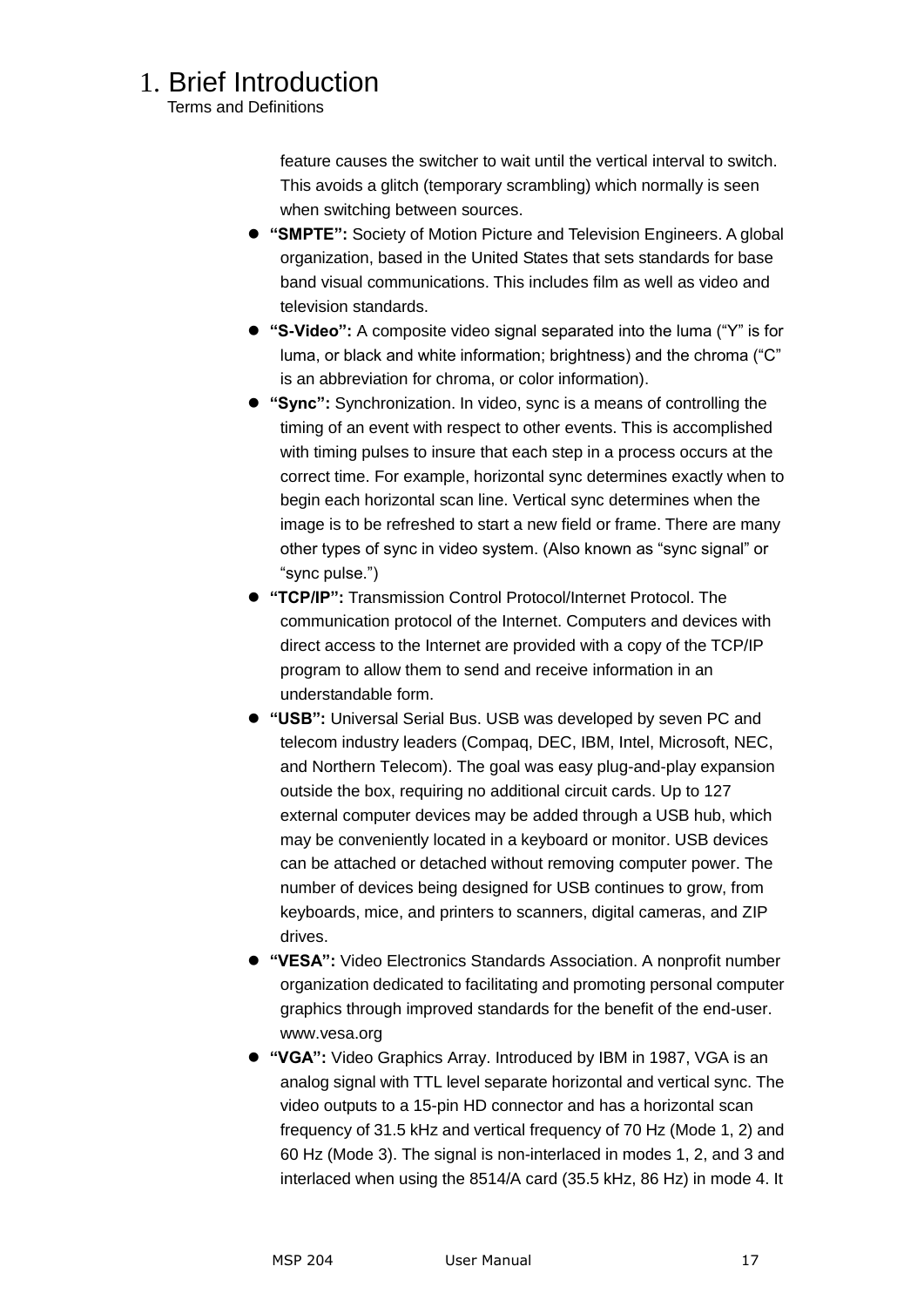# 1. Brief Introduction

Terms and Definitions

feature causes the switcher to wait until the vertical interval to switch. This avoids a glitch (temporary scrambling) which normally is seen when switching between sources.

- **"SMPTE":** Society of Motion Picture and Television Engineers. A global organization, based in the United States that sets standards for base band visual communications. This includes film as well as video and television standards.
- **"S-Video":** A composite video signal separated into the luma ("Y" is for luma, or black and white information; brightness) and the chroma ("C" is an abbreviation for chroma, or color information).
- **"Sync":** Synchronization. In video, sync is a means of controlling the timing of an event with respect to other events. This is accomplished with timing pulses to insure that each step in a process occurs at the correct time. For example, horizontal sync determines exactly when to begin each horizontal scan line. Vertical sync determines when the image is to be refreshed to start a new field or frame. There are many other types of sync in video system. (Also known as "sync signal" or "sync pulse.")
- **"TCP/IP":** Transmission Control Protocol/Internet Protocol. The communication protocol of the Internet. Computers and devices with direct access to the Internet are provided with a copy of the TCP/IP program to allow them to send and receive information in an understandable form.
- **"USB":** Universal Serial Bus. USB was developed by seven PC and telecom industry leaders (Compaq, DEC, IBM, Intel, Microsoft, NEC, and Northern Telecom). The goal was easy plug-and-play expansion outside the box, requiring no additional circuit cards. Up to 127 external computer devices may be added through a USB hub, which may be conveniently located in a keyboard or monitor. USB devices can be attached or detached without removing computer power. The number of devices being designed for USB continues to grow, from keyboards, mice, and printers to scanners, digital cameras, and ZIP drives.
- **"VESA":** Video Electronics Standards Association. A nonprofit number organization dedicated to facilitating and promoting personal computer graphics through improved standards for the benefit of the end-user. www.vesa.org
- **"VGA":** Video Graphics Array. Introduced by IBM in 1987, VGA is an analog signal with TTL level separate horizontal and vertical sync. The video outputs to a 15-pin HD connector and has a horizontal scan frequency of 31.5 kHz and vertical frequency of 70 Hz (Mode 1, 2) and 60 Hz (Mode 3). The signal is non-interlaced in modes 1, 2, and 3 and interlaced when using the 8514/A card (35.5 kHz, 86 Hz) in mode 4. It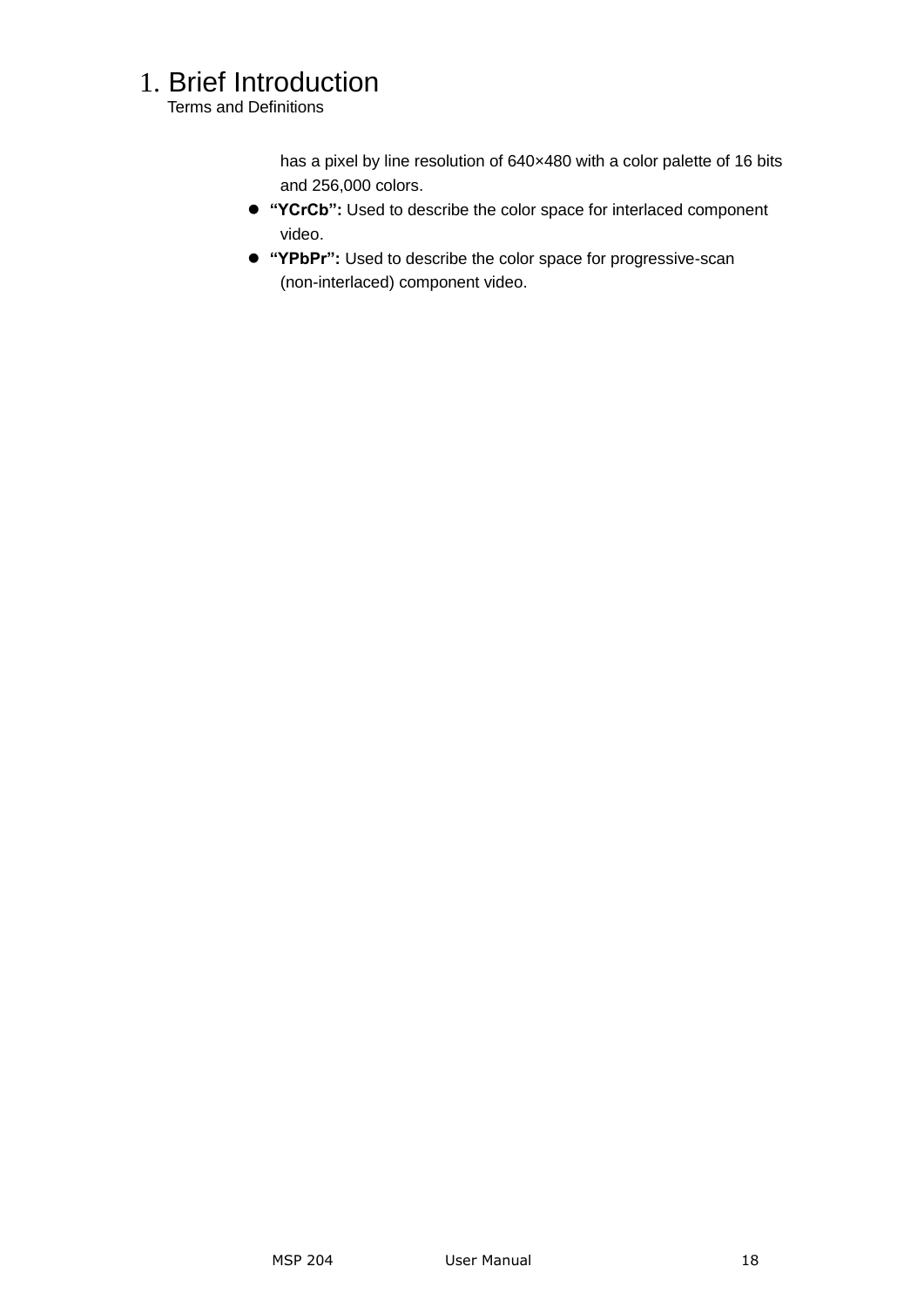# 1. Brief Introduction

Terms and Definitions

has a pixel by line resolution of 640×480 with a color palette of 16 bits and 256,000 colors.

- **"YCrCb":** Used to describe the color space for interlaced component video.
- **"YPbPr":** Used to describe the color space for progressive-scan (non-interlaced) component video.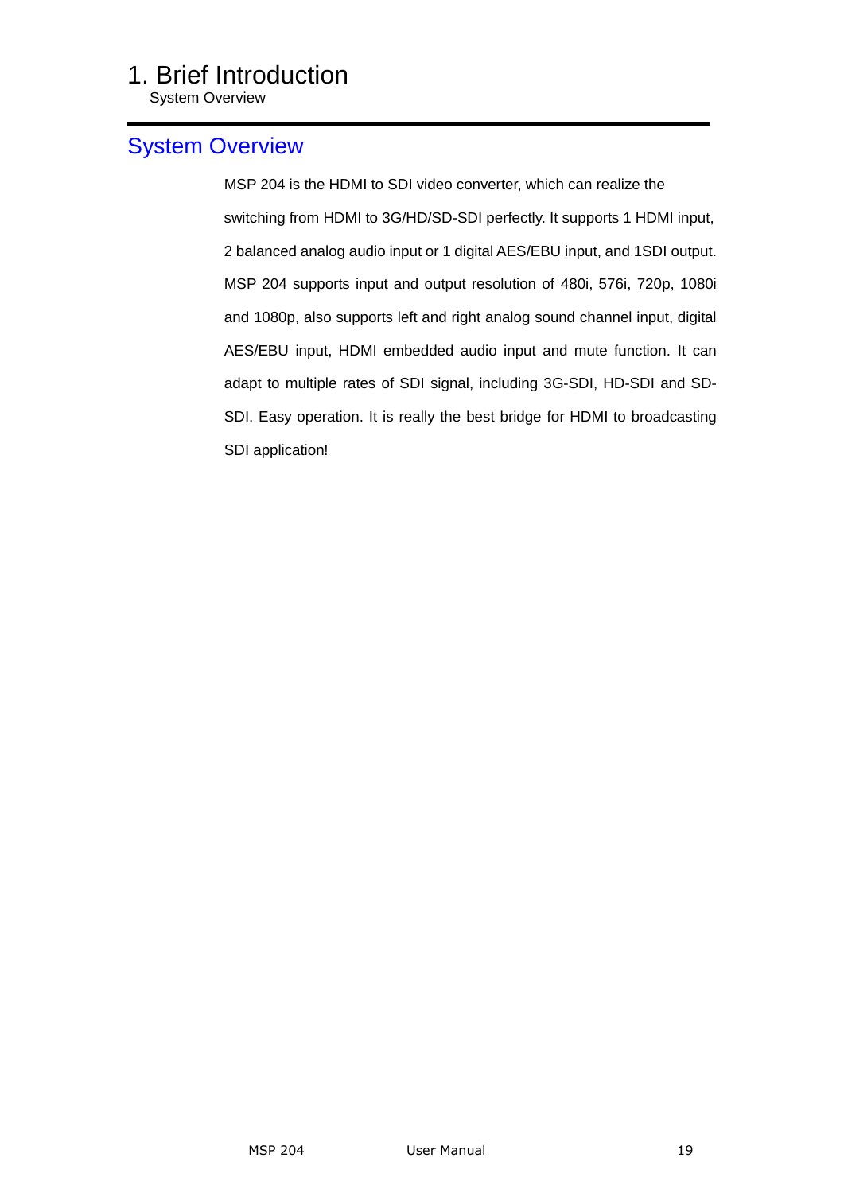# 1. Brief Introduction

## System Overview

MSP 204 is the HDMI to SDI video converter, which can realize the switching from HDMI to 3G/HD/SD-SDI perfectly. It supports 1 HDMI input, 2 balanced analog audio input or 1 digital AES/EBU input, and 1SDI output. MSP 204 supports input and output resolution of 480i, 576i, 720p, 1080i and 1080p, also supports left and right analog sound channel input, digital AES/EBU input, HDMI embedded audio input and mute function. It can adapt to multiple rates of SDI signal, including 3G-SDI, HD-SDI and SD-SDI. Easy operation. It is really the best bridge for HDMI to broadcasting SDI application!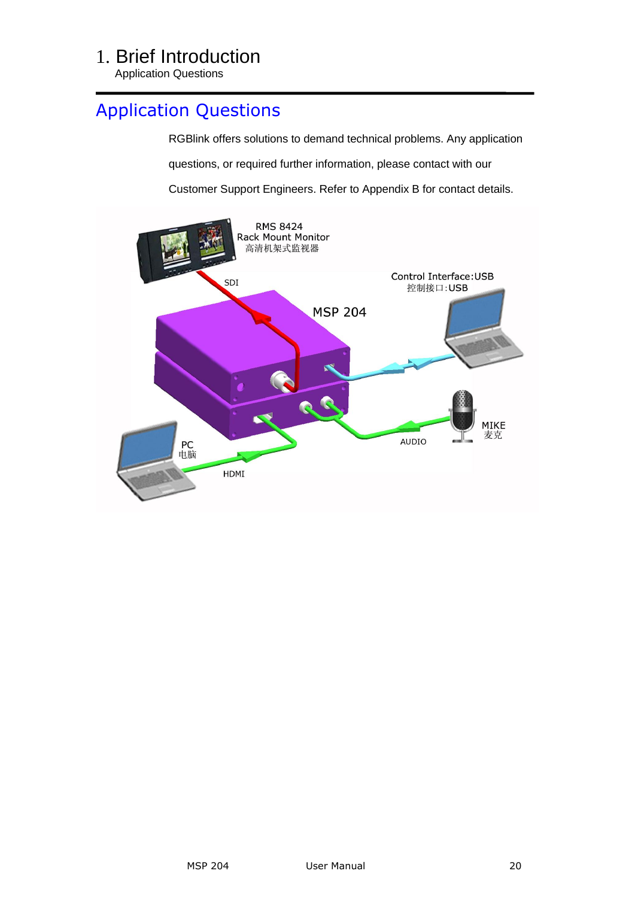## Application Questions

RGBlink offers solutions to demand technical problems. Any application questions, or required further information, please contact with our Customer Support Engineers. Refer to Appendix B for contact details.

RMS 8424
Rack Mount Monitor
高清机架式监视器

SDI

Control Interface:USB
控制接口:USB

MSP 204

MIKE
麦克

AUDIO

PC
电脑

HDMI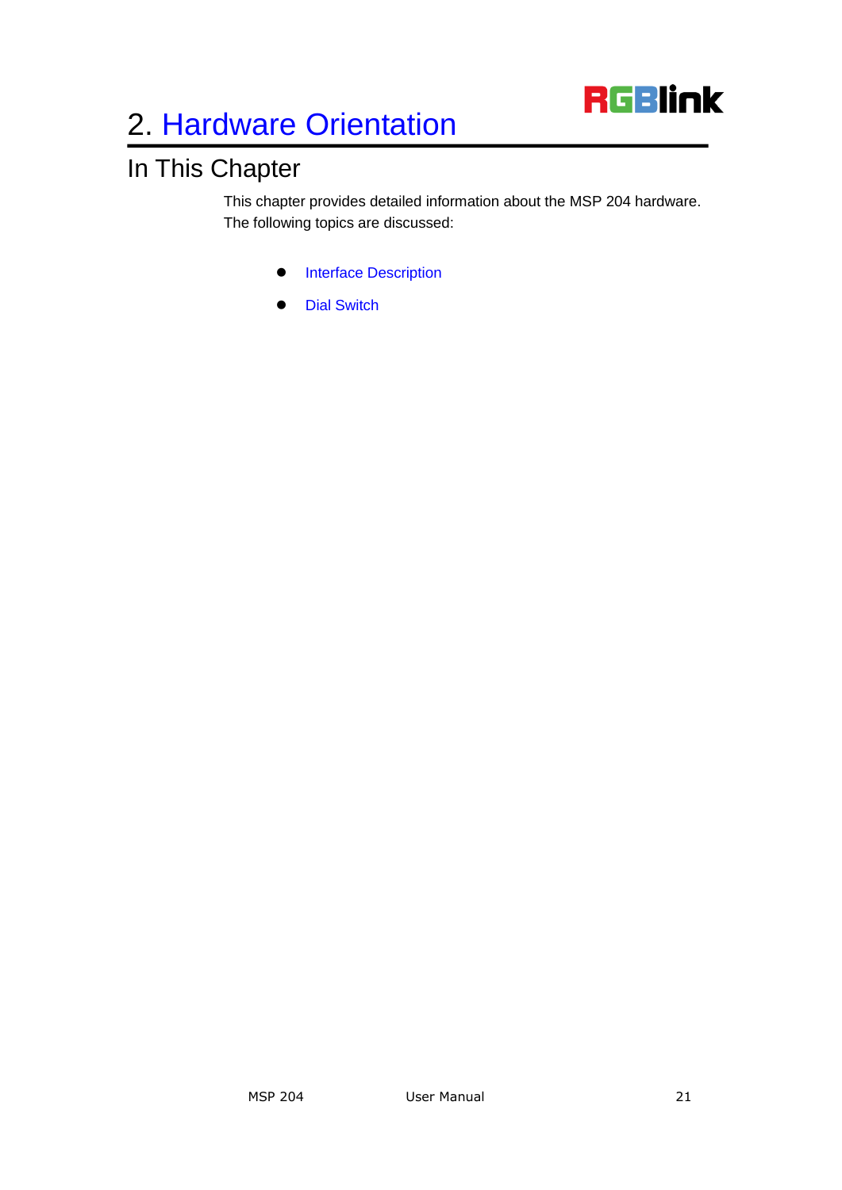# 2. Hardware Orientation

## In This Chapter

This chapter provides detailed information about the MSP 204 hardware. The following topics are discussed:

- Interface Description
- Dial Switch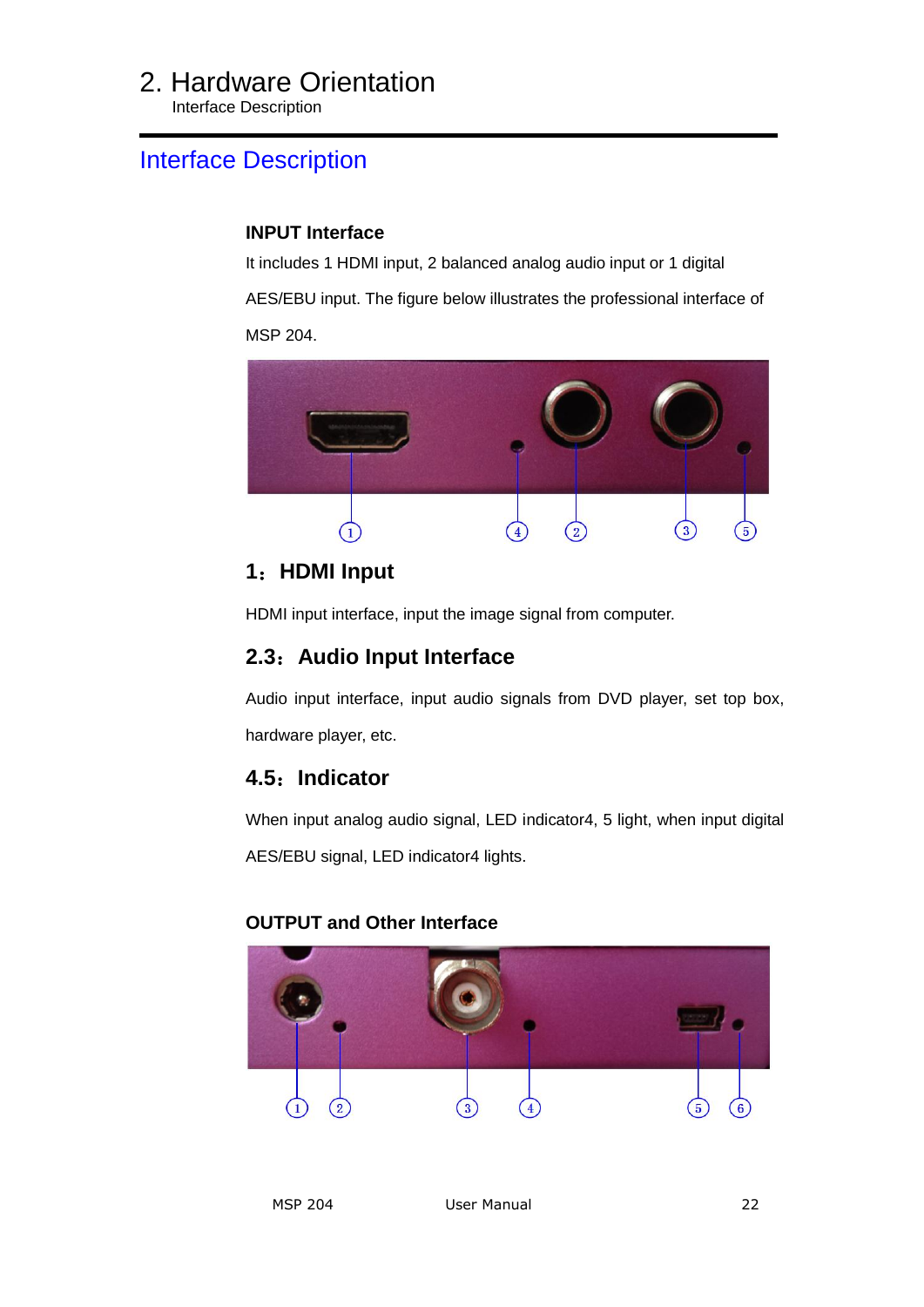## Interface Description

### INPUT Interface

It includes 1 HDMI input, 2 balanced analog audio input or 1 digital AES/EBU input. The figure below illustrates the professional interface of MSP 204.

### 1：HDMI Input

HDMI input interface, input the image signal from computer.

### 2.3：Audio Input Interface

Audio input interface, input audio signals from DVD player, set top box, hardware player, etc.

### 4.5：Indicator

When input analog audio signal, LED indicator4, 5 light, when input digital AES/EBU signal, LED indicator4 lights.

### OUTPUT and Other Interface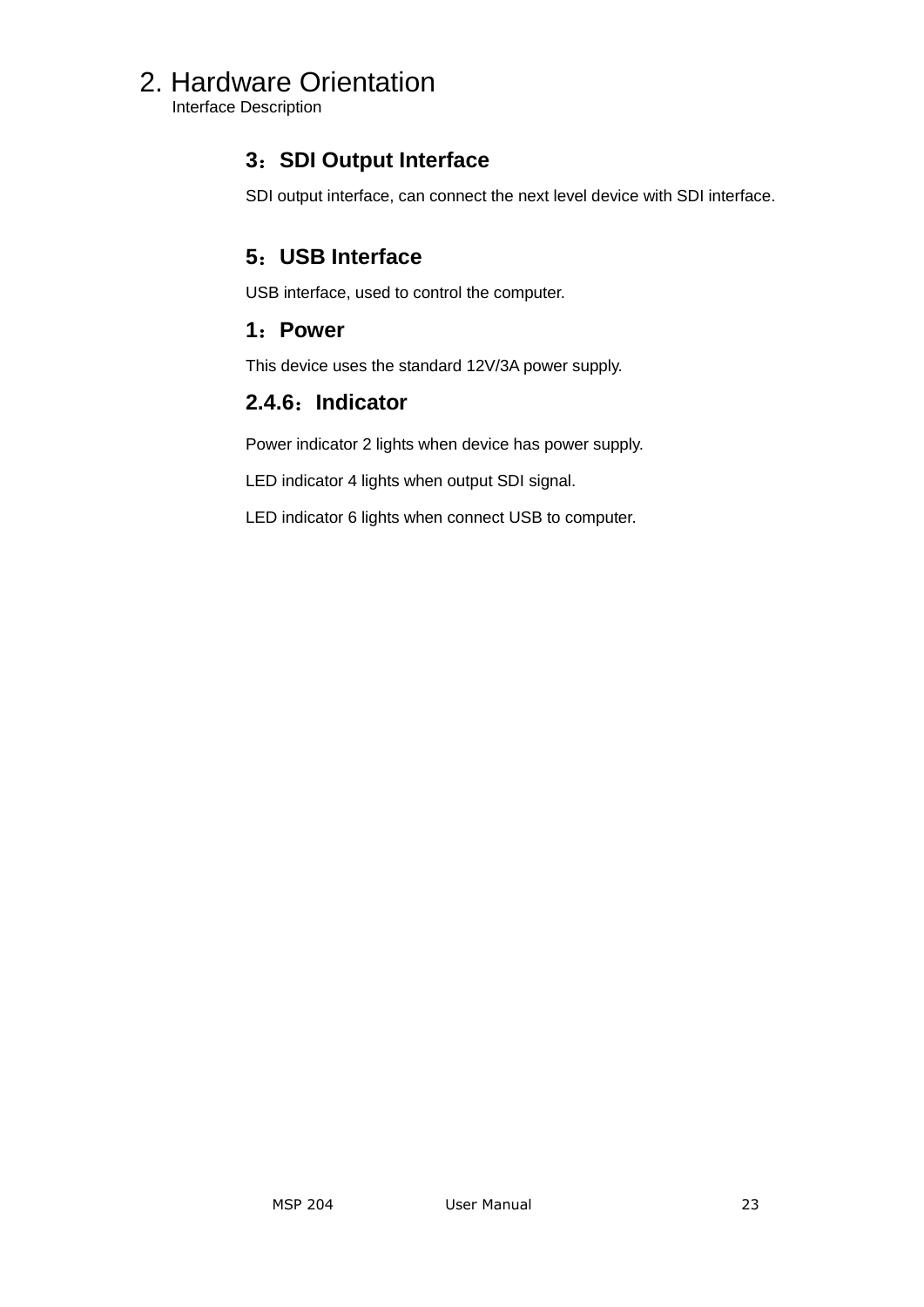# 2. Hardware Orientation

Interface Description

### 3：SDI Output Interface

SDI output interface, can connect the next level device with SDI interface.

### 5：USB Interface

USB interface, used to control the computer.

### 1：Power

This device uses the standard 12V/3A power supply.

### 2.4.6：Indicator

Power indicator 2 lights when device has power supply.

LED indicator 4 lights when output SDI signal.

LED indicator 6 lights when connect USB to computer.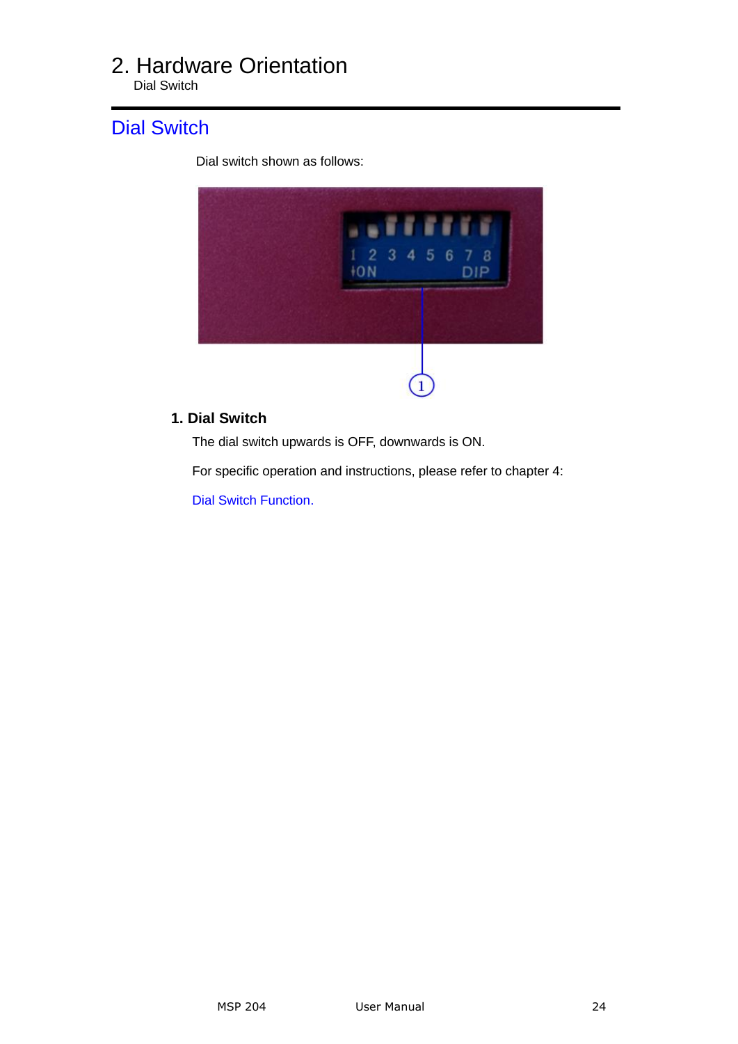# 2. Hardware Orientation

Dial Switch

## Dial Switch

Dial switch shown as follows:

### 1. Dial Switch

The dial switch upwards is OFF, downwards is ON.

For specific operation and instructions, please refer to chapter 4:

Dial Switch Function.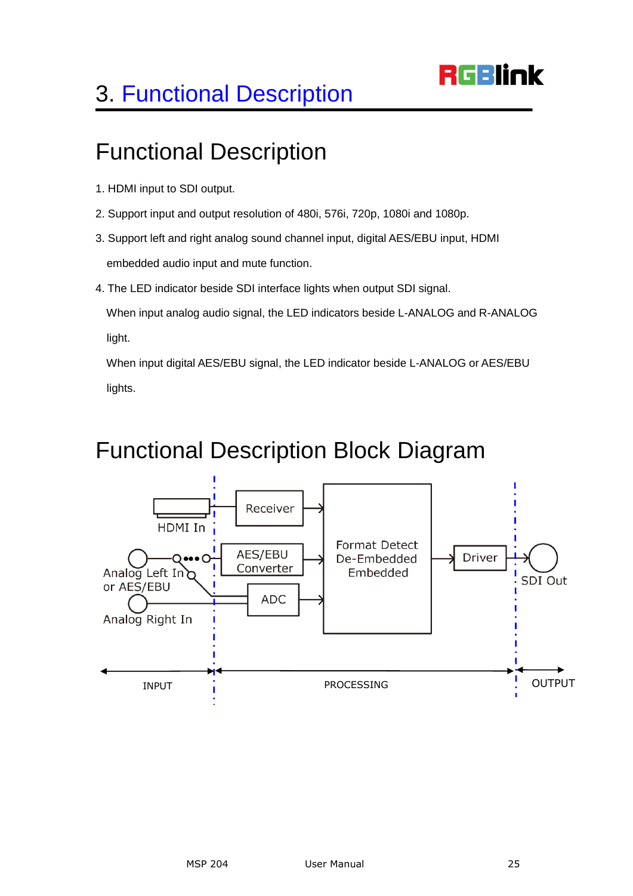# 3. Functional Description

## Functional Description

1. HDMI input to SDI output.
2. Support input and output resolution of 480i, 576i, 720p, 1080i and 1080p.
3. Support left and right analog sound channel input, digital AES/EBU input, HDMI embedded audio input and mute function.
4. The LED indicator beside SDI interface lights when output SDI signal.

   When input analog audio signal, the LED indicators beside L-ANALOG and R-ANALOG light.

   When input digital AES/EBU signal, the LED indicator beside L-ANALOG or AES/EBU lights.

## Functional Description Block Diagram

HDMI In
Receiver
Analog Left In or AES/EBU
AES/EBU Converter
Analog Right In
ADC
Format Detect De-Embedded Embedded
Driver
SDI Out
INPUT
PROCESSING
OUTPUT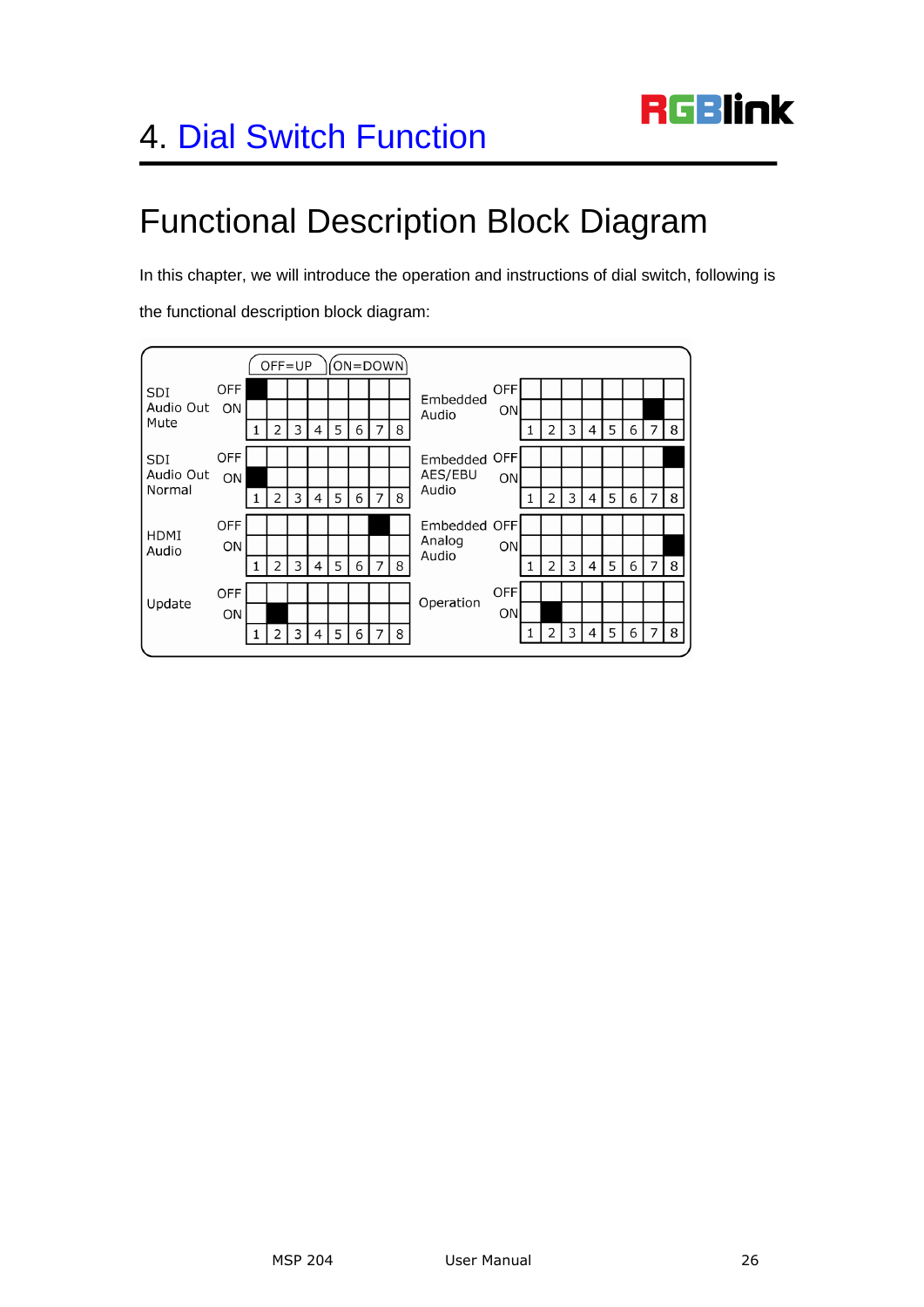# 4. Dial Switch Function

## Functional Description Block Diagram

In this chapter, we will introduce the operation and instructions of dial switch, following is the functional description block diagram:

OFF=UP    ON=DOWN

| Function | Position | 1 | 2 | 3 | 4 | 5 | 6 | 7 | 8 |
|---|---|---|---|---|---|---|---|---|---|
| SDI Audio Out Mute | OFF | ■ | | | | | | | |
| | ON | | | | | | | | |
| SDI Audio Out Normal | OFF | | | | | | | | |
| | ON | ■ | | | | | | | |
| HDMI Audio | OFF | | | | | | | ■ | |
| | ON | | | | | | | | |
| Update | OFF | | | | | | | | |
| | ON | | ■ | | | | | | |
| Embedded Audio | OFF | | | | | | | | |
| | ON | | | | | | | ■ | |
| Embedded AES/EBU Audio | OFF | | | | | | | | ■ |
| | ON | | | | | | | | |
| Embedded Analog Audio | OFF | | | | | | | | |
| | ON | | | | | | | | ■ |
| Operation | OFF | | | | | | | | |
| | ON | | ■ | | | | | | |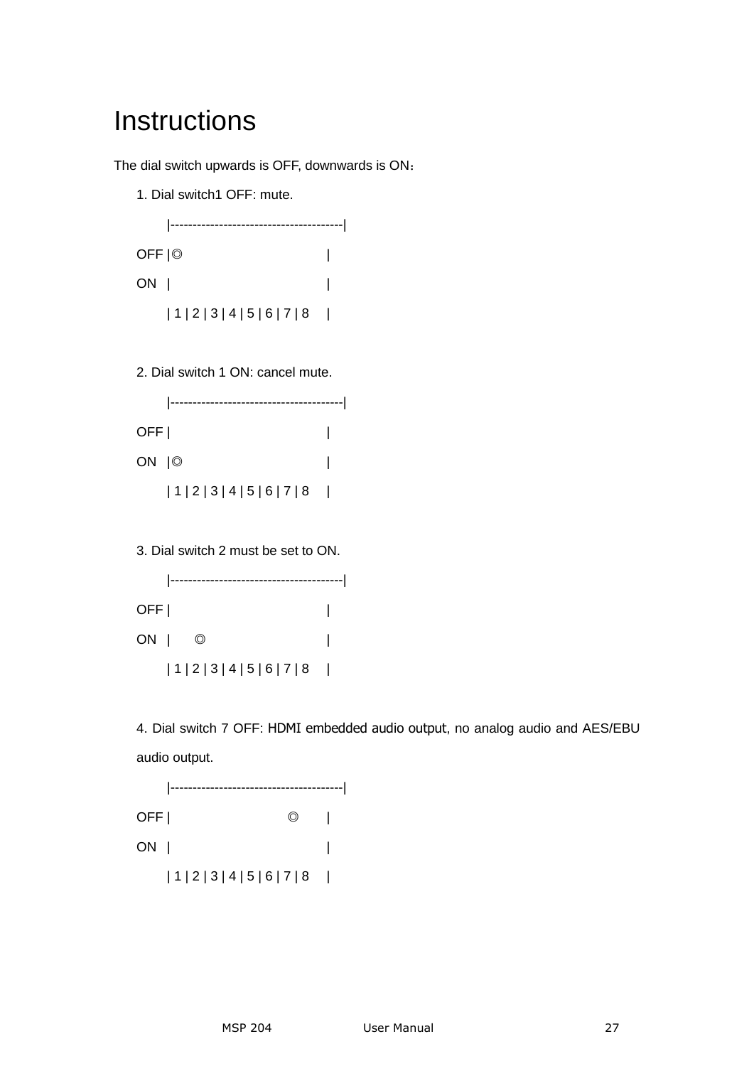# Instructions

The dial switch upwards is OFF, downwards is ON：

1. Dial switch1 OFF: mute.

```
    |--------------------------------------|
OFF |◎                                     |
ON  |                                      |
    | 1 | 2 | 3 | 4 | 5 | 6 | 7 | 8        |
```

2. Dial switch 1 ON: cancel mute.

```
    |--------------------------------------|
OFF |                                      |
ON  |◎                                     |
    | 1 | 2 | 3 | 4 | 5 | 6 | 7 | 8        |
```

3. Dial switch 2 must be set to ON.

```
    |--------------------------------------|
OFF |                                      |
ON  |     ◎                                |
    | 1 | 2 | 3 | 4 | 5 | 6 | 7 | 8        |
```

4. Dial switch 7 OFF: HDMI embedded audio output, no analog audio and AES/EBU audio output.

```
    |--------------------------------------|
OFF |                         ◎            |
ON  |                                      |
    | 1 | 2 | 3 | 4 | 5 | 6 | 7 | 8        |
```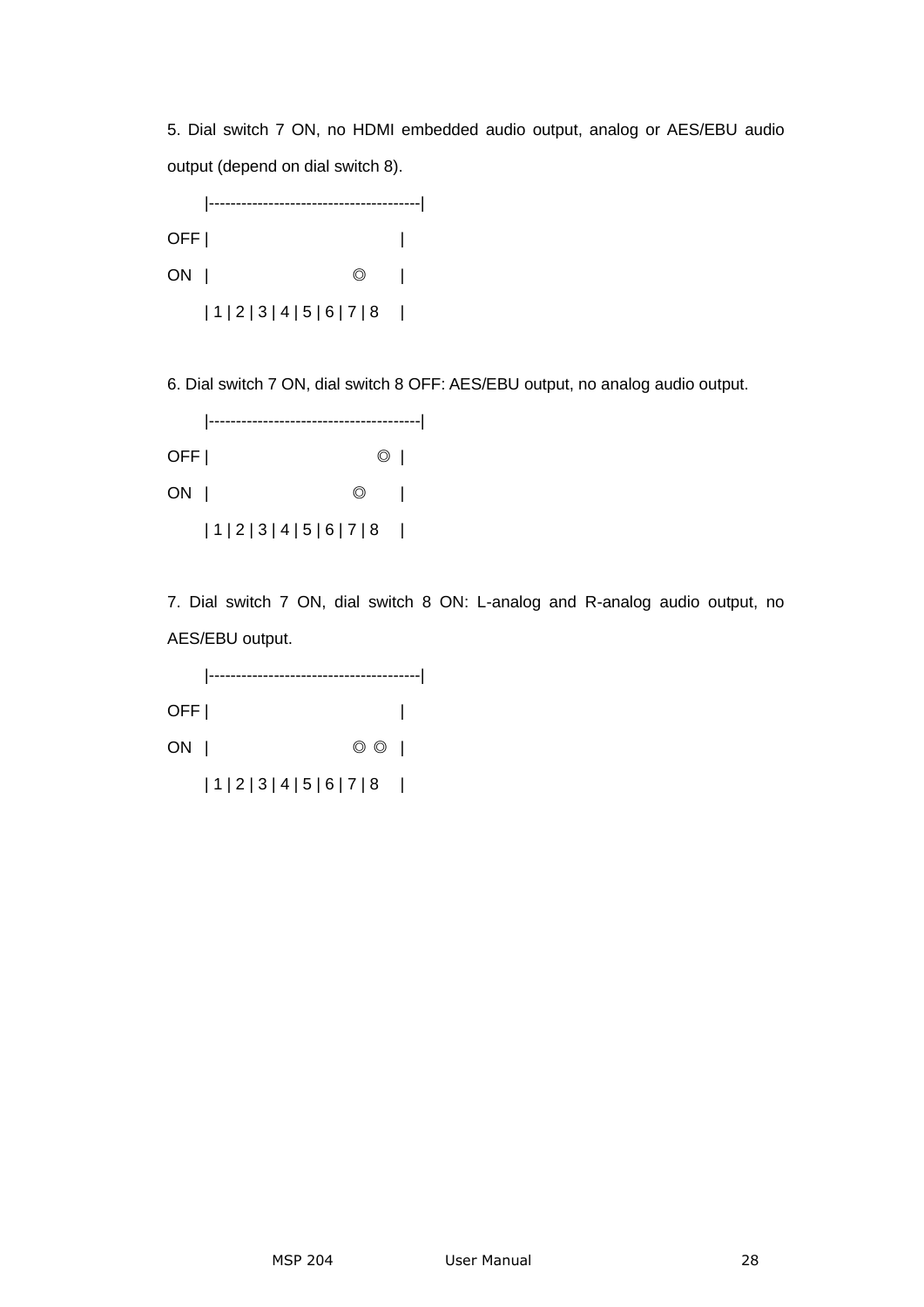5. Dial switch 7 ON, no HDMI embedded audio output, analog or AES/EBU audio output (depend on dial switch 8).

```
    |--------------------------------------|
OFF |                                      |
ON  |                          ◎           |
    | 1 | 2 | 3 | 4 | 5 | 6 | 7 | 8        |
```

6. Dial switch 7 ON, dial switch 8 OFF: AES/EBU output, no analog audio output.

```
    |--------------------------------------|
OFF |                              ◎       |
ON  |                          ◎           |
    | 1 | 2 | 3 | 4 | 5 | 6 | 7 | 8        |
```

7. Dial switch 7 ON, dial switch 8 ON: L-analog and R-analog audio output, no AES/EBU output.

```
    |--------------------------------------|
OFF |                                      |
ON  |                          ◎   ◎       |
    | 1 | 2 | 3 | 4 | 5 | 6 | 7 | 8        |
```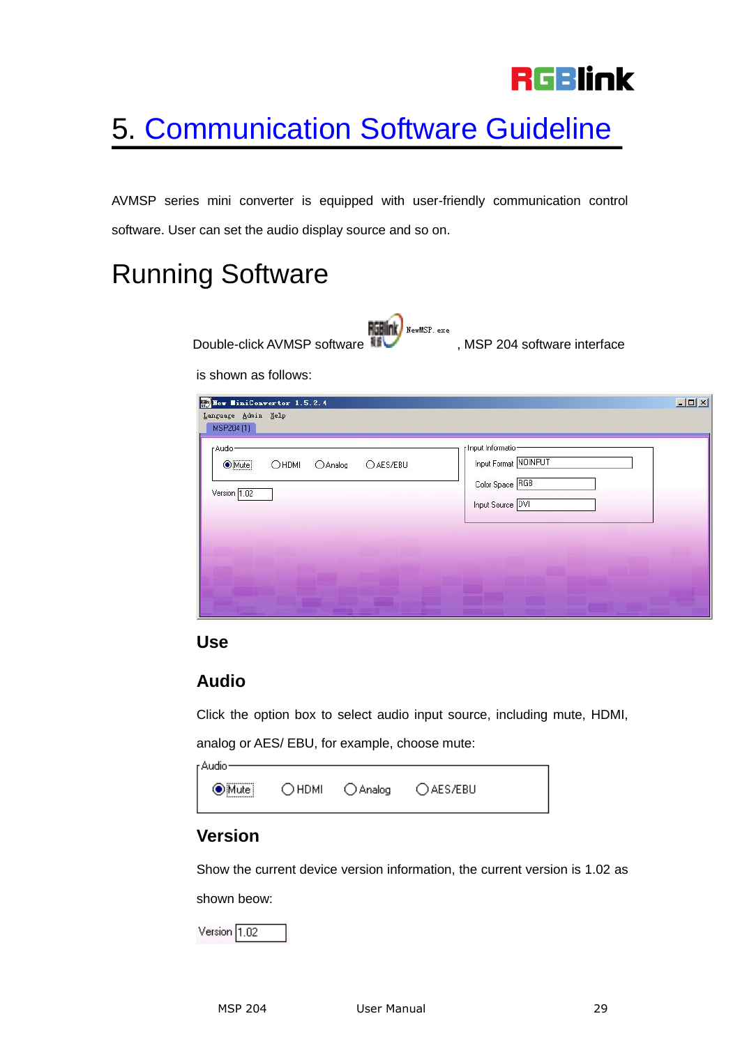# 5. Communication Software Guideline

AVMSP series mini converter is equipped with user-friendly communication control software. User can set the audio display source and so on.

## Running Software

Double-click AVMSP software , MSP 204 software interface is shown as follows:

### Use

### Audio

Click the option box to select audio input source, including mute, HDMI, analog or AES/ EBU, for example, choose mute:

### Version

Show the current device version information, the current version is 1.02 as shown beow: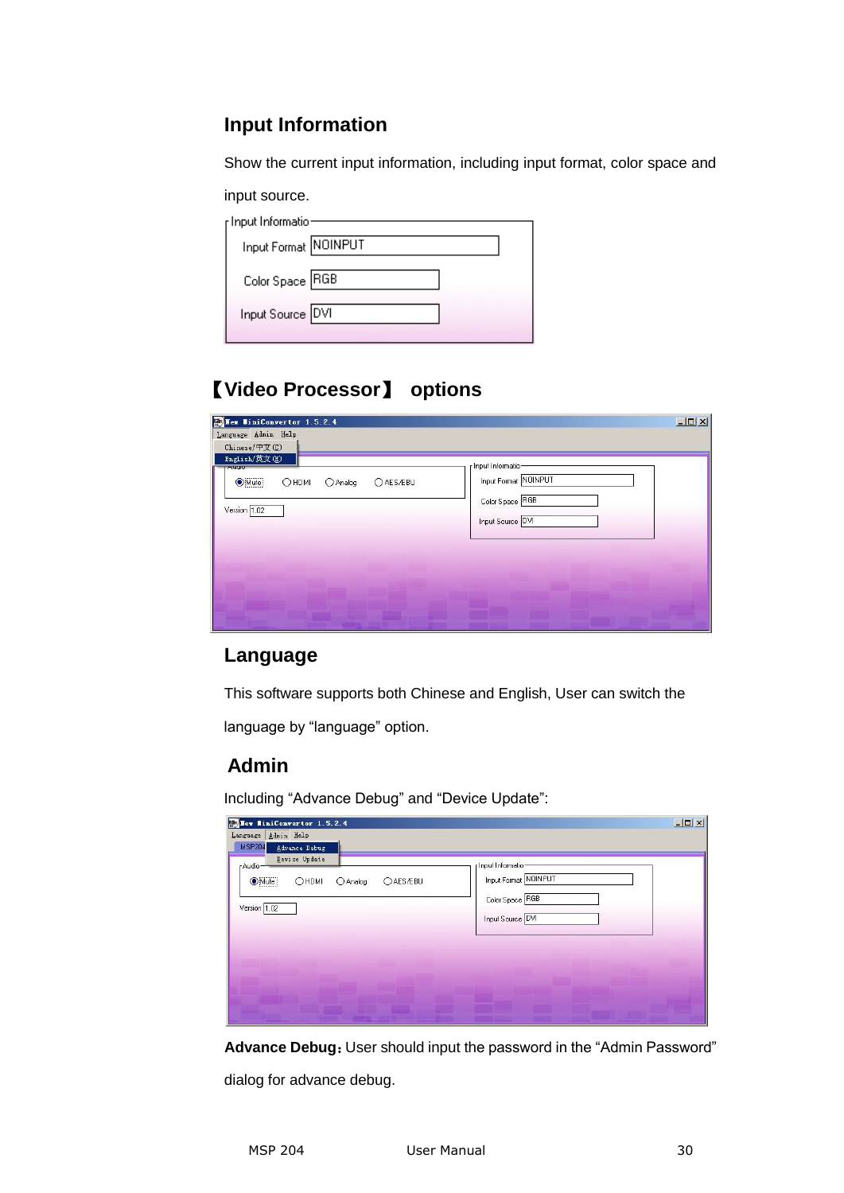## Input Information

Show the current input information, including input format, color space and input source.

## 【Video Processor】 options

## Language

This software supports both Chinese and English, User can switch the language by “language” option.

## Admin

Including “Advance Debug” and “Device Update”:

**Advance Debug**：User should input the password in the “Admin Password” dialog for advance debug.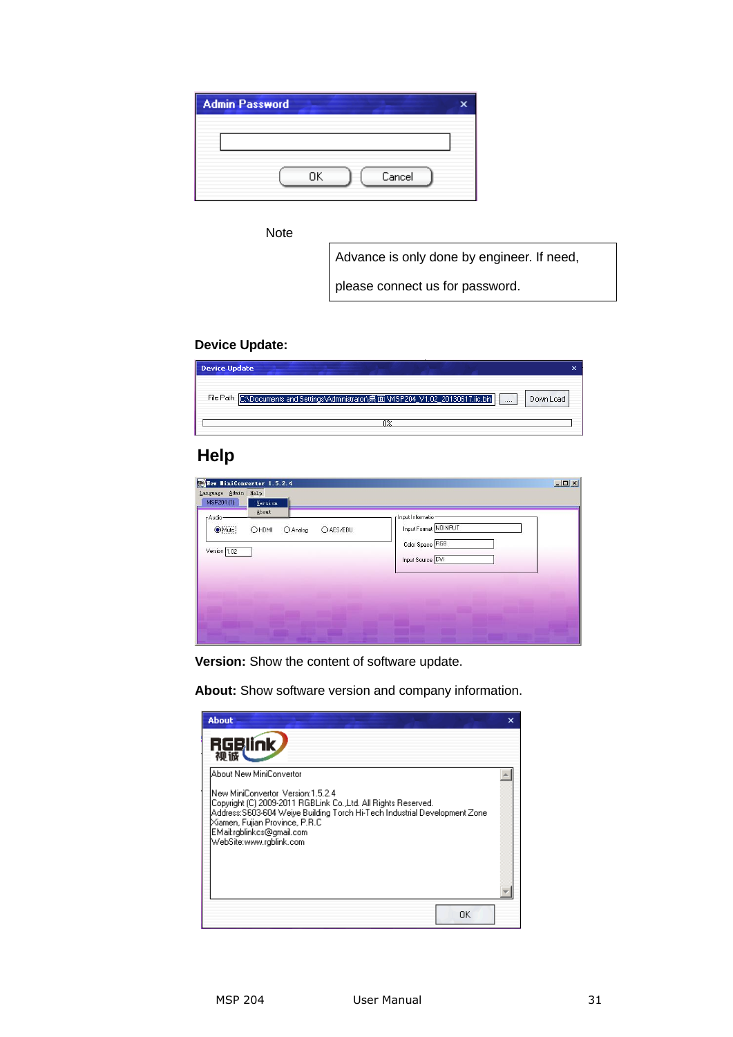Note

| Advance is only done by engineer. If need, please connect us for password. |
|---|

**Device Update:**

## Help

**Version:** Show the content of software update.

**About:** Show software version and company information.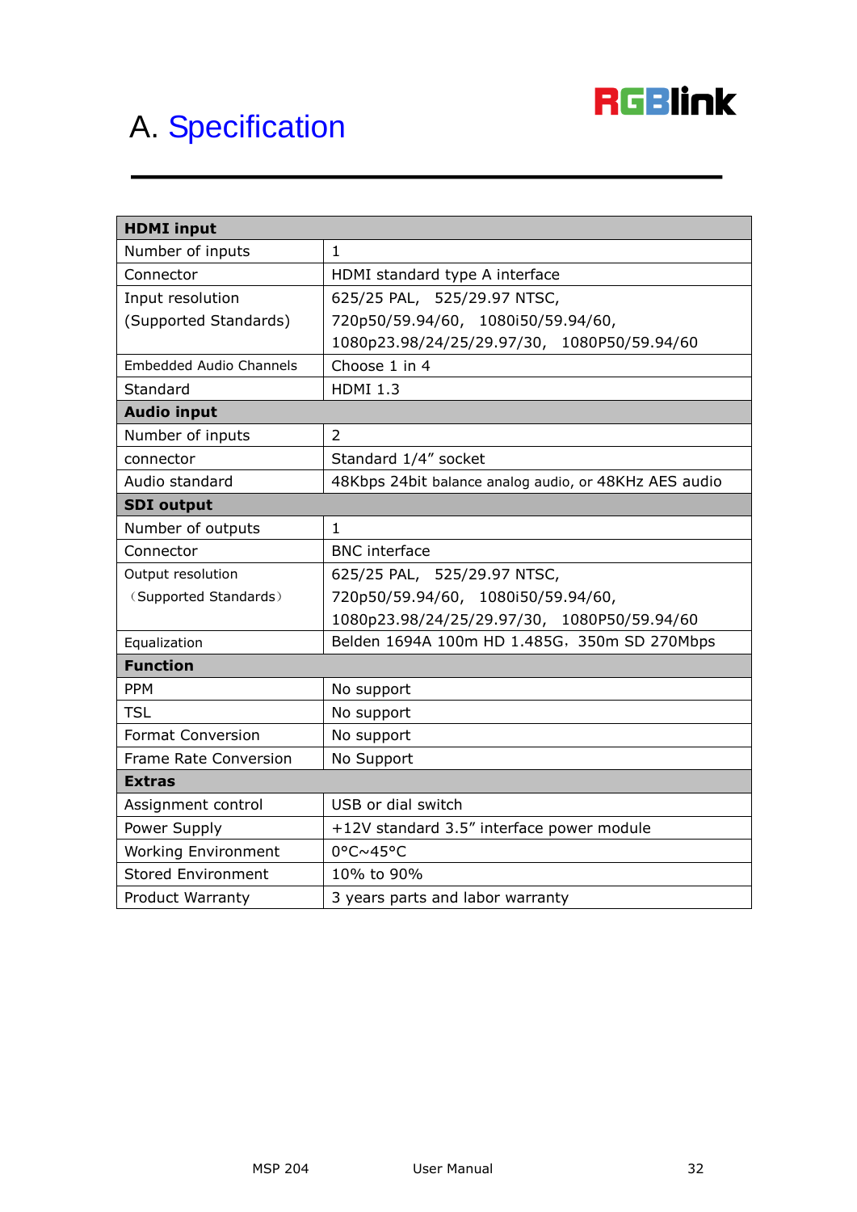# A. Specification

| **HDMI input** | |
|---|---|
| Number of inputs | 1 |
| Connector | HDMI standard type A interface |
| Input resolution (Supported Standards) | 625/25 PAL, 525/29.97 NTSC, 720p50/59.94/60, 1080i50/59.94/60, 1080p23.98/24/25/29.97/30, 1080P50/59.94/60 |
| Embedded Audio Channels | Choose 1 in 4 |
| Standard | HDMI 1.3 |
| **Audio input** | |
| Number of inputs | 2 |
| connector | Standard 1/4" socket |
| Audio standard | 48Kbps 24bit balance analog audio, or 48KHz AES audio |
| **SDI output** | |
| Number of outputs | 1 |
| Connector | BNC interface |
| Output resolution （Supported Standards） | 625/25 PAL, 525/29.97 NTSC, 720p50/59.94/60, 1080i50/59.94/60, 1080p23.98/24/25/29.97/30, 1080P50/59.94/60 |
| Equalization | Belden 1694A 100m HD 1.485G，350m SD 270Mbps |
| **Function** | |
| PPM | No support |
| TSL | No support |
| Format Conversion | No support |
| Frame Rate Conversion | No Support |
| **Extras** | |
| Assignment control | USB or dial switch |
| Power Supply | +12V standard 3.5" interface power module |
| Working Environment | 0°C~45°C |
| Stored Environment | 10% to 90% |
| Product Warranty | 3 years parts and labor warranty |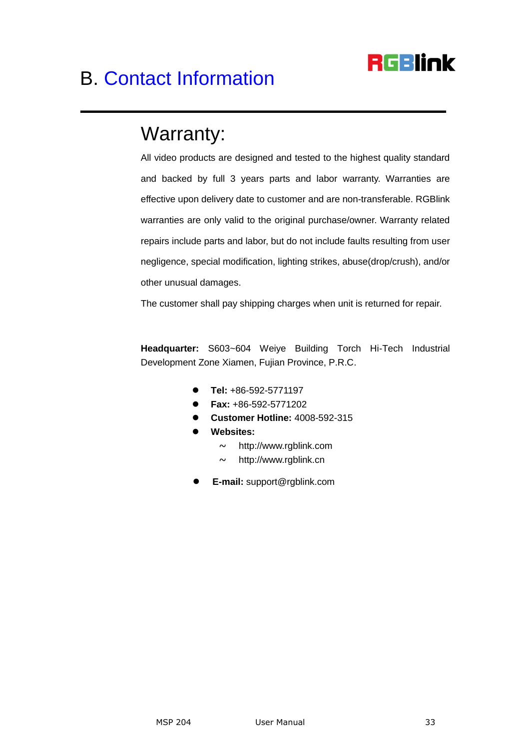# B. Contact Information

## Warranty:

All video products are designed and tested to the highest quality standard and backed by full 3 years parts and labor warranty. Warranties are effective upon delivery date to customer and are non-transferable. RGBlink warranties are only valid to the original purchase/owner. Warranty related repairs include parts and labor, but do not include faults resulting from user negligence, special modification, lighting strikes, abuse(drop/crush), and/or other unusual damages.

The customer shall pay shipping charges when unit is returned for repair.

**Headquarter:** S603~604 Weiye Building Torch Hi-Tech Industrial Development Zone Xiamen, Fujian Province, P.R.C.

- **Tel:** +86-592-5771197
- **Fax:** +86-592-5771202
- **Customer Hotline:** 4008-592-315
- **Websites:**
  - ~ http://www.rgblink.com
  - ~ http://www.rgblink.cn
- **E-mail:** support@rgblink.com